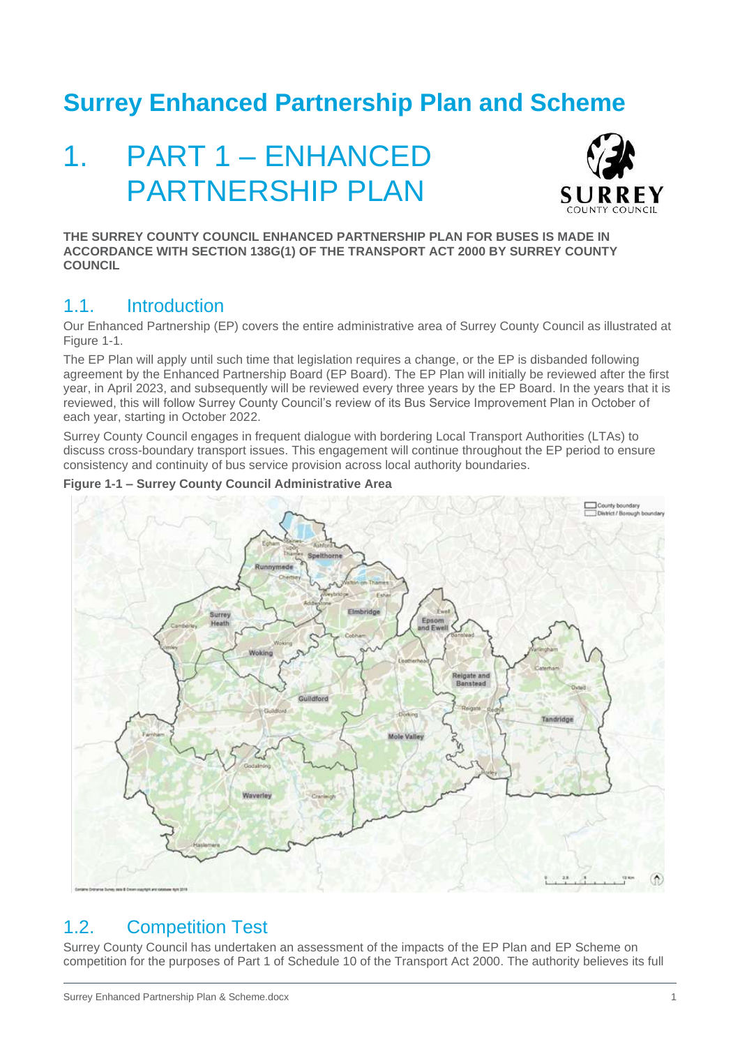# Surrey Enhanced Partnership Plan and Scheme

# 1. PART 1 – ENHANCED PARTNERSHIP PLAN

**THE SURREY COUNTY COUNCIL ENHANCED PARTNERSHIP PLAN FOR BUSES IS MADE IN ACCORDANCE WITH SECTION 138G(1) OF THE TRANSPORT ACT 2000 BY SURREY COUNTY COUNCIL**

## 1.1. Introduction

Our Enhanced Partnership (EP) covers the entire administrative area of Surrey County Council as illustrated at Figure 1-1.

The EP Plan will apply until such time that legislation requires a change, or the EP is disbanded following agreement by the Enhanced Partnership Board (EP Board). The EP Plan will initially be reviewed after the first year, in April 2023, and subsequently will be reviewed every three years by the EP Board. In the years that it is reviewed, this will follow Surrey County Council's review of its Bus Service Improvement Plan in October of each year, starting in October 2022.

Surrey County Council engages in frequent dialogue with bordering Local Transport Authorities (LTAs) to discuss cross-boundary transport issues. This engagement will continue throughout the EP period to ensure consistency and continuity of bus service provision across local authority boundaries.

**Figure 1-1 – Surrey County Council Administrative Area**

County boundary
District / Borough boundary

Egham, Staines-upon-Thames, Ashford, Spelthorne, Runnymede, Chertsey, Walton-on-Thames, Weybridge, Esher, Addlestone, Surrey Heath, Camberley, Elmbridge, Ewell, Epsom and Ewell, Cobham, Banstead, Woking, Frimley, Leatherhead, Warlingham, Caterham, Reigate and Banstead, Oxted, Guildford, Reigate, Redhill, Tandridge, Dorking, Mole Valley, Farnham, Godalming, Horley, Waverley, Cranleigh, Haslemere

## 1.2. Competition Test

Surrey County Council has undertaken an assessment of the impacts of the EP Plan and EP Scheme on competition for the purposes of Part 1 of Schedule 10 of the Transport Act 2000. The authority believes its full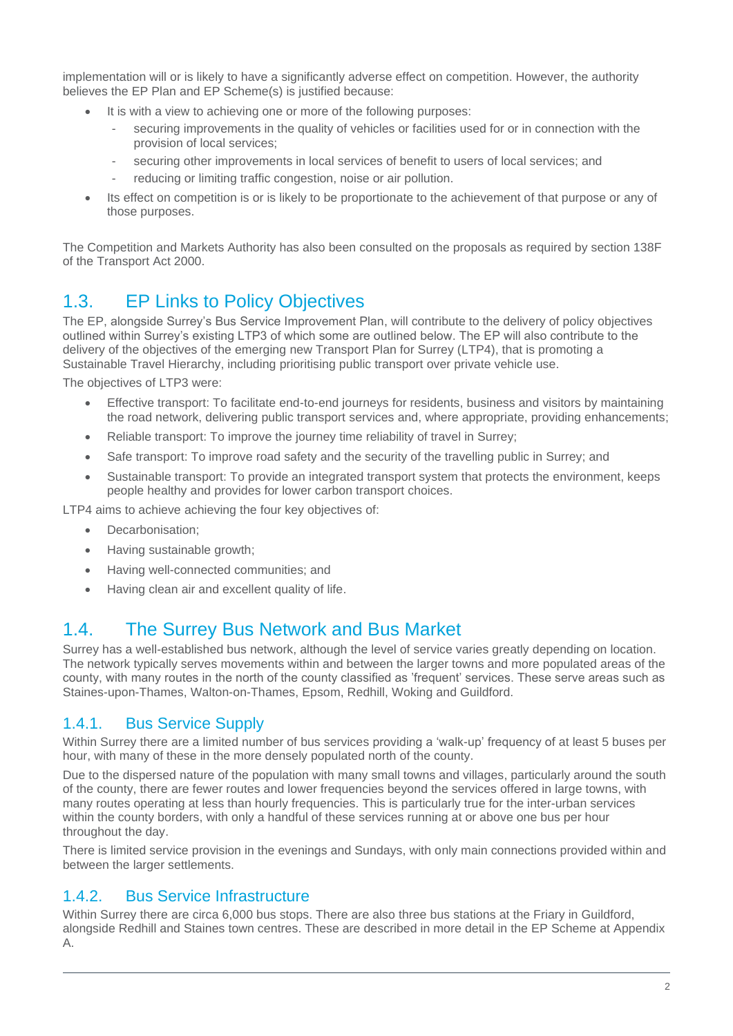implementation will or is likely to have a significantly adverse effect on competition. However, the authority believes the EP Plan and EP Scheme(s) is justified because:

- It is with a view to achieving one or more of the following purposes:
  - securing improvements in the quality of vehicles or facilities used for or in connection with the provision of local services;
  - securing other improvements in local services of benefit to users of local services; and
  - reducing or limiting traffic congestion, noise or air pollution.
- Its effect on competition is or is likely to be proportionate to the achievement of that purpose or any of those purposes.

The Competition and Markets Authority has also been consulted on the proposals as required by section 138F of the Transport Act 2000.

## 1.3. EP Links to Policy Objectives

The EP, alongside Surrey's Bus Service Improvement Plan, will contribute to the delivery of policy objectives outlined within Surrey's existing LTP3 of which some are outlined below. The EP will also contribute to the delivery of the objectives of the emerging new Transport Plan for Surrey (LTP4), that is promoting a Sustainable Travel Hierarchy, including prioritising public transport over private vehicle use.

The objectives of LTP3 were:

- Effective transport: To facilitate end-to-end journeys for residents, business and visitors by maintaining the road network, delivering public transport services and, where appropriate, providing enhancements;
- Reliable transport: To improve the journey time reliability of travel in Surrey;
- Safe transport: To improve road safety and the security of the travelling public in Surrey; and
- Sustainable transport: To provide an integrated transport system that protects the environment, keeps people healthy and provides for lower carbon transport choices.

LTP4 aims to achieve achieving the four key objectives of:

- Decarbonisation;
- Having sustainable growth;
- Having well-connected communities; and
- Having clean air and excellent quality of life.

## 1.4. The Surrey Bus Network and Bus Market

Surrey has a well-established bus network, although the level of service varies greatly depending on location. The network typically serves movements within and between the larger towns and more populated areas of the county, with many routes in the north of the county classified as 'frequent' services. These serve areas such as Staines-upon-Thames, Walton-on-Thames, Epsom, Redhill, Woking and Guildford.

### 1.4.1. Bus Service Supply

Within Surrey there are a limited number of bus services providing a 'walk-up' frequency of at least 5 buses per hour, with many of these in the more densely populated north of the county.

Due to the dispersed nature of the population with many small towns and villages, particularly around the south of the county, there are fewer routes and lower frequencies beyond the services offered in large towns, with many routes operating at less than hourly frequencies. This is particularly true for the inter-urban services within the county borders, with only a handful of these services running at or above one bus per hour throughout the day.

There is limited service provision in the evenings and Sundays, with only main connections provided within and between the larger settlements.

### 1.4.2. Bus Service Infrastructure

Within Surrey there are circa 6,000 bus stops. There are also three bus stations at the Friary in Guildford, alongside Redhill and Staines town centres. These are described in more detail in the EP Scheme at Appendix A.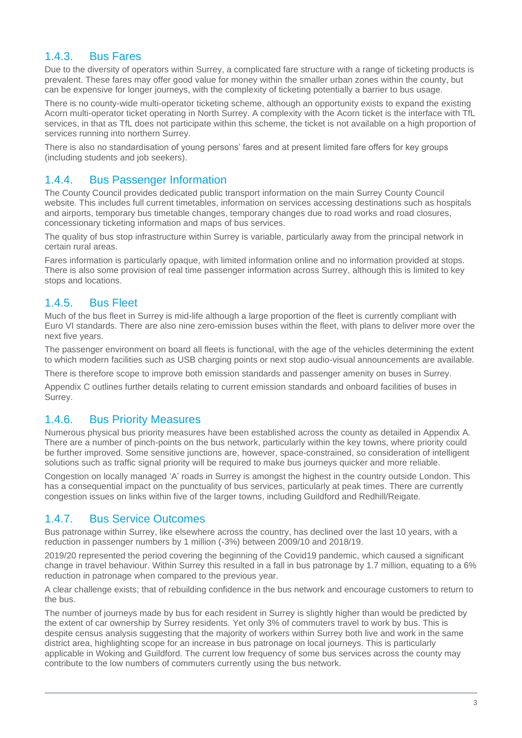### 1.4.3. Bus Fares

Due to the diversity of operators within Surrey, a complicated fare structure with a range of ticketing products is prevalent. These fares may offer good value for money within the smaller urban zones within the county, but can be expensive for longer journeys, with the complexity of ticketing potentially a barrier to bus usage.

There is no county-wide multi-operator ticketing scheme, although an opportunity exists to expand the existing Acorn multi-operator ticket operating in North Surrey. A complexity with the Acorn ticket is the interface with TfL services, in that as TfL does not participate within this scheme, the ticket is not available on a high proportion of services running into northern Surrey.

There is also no standardisation of young persons' fares and at present limited fare offers for key groups (including students and job seekers).

### 1.4.4. Bus Passenger Information

The County Council provides dedicated public transport information on the main Surrey County Council website. This includes full current timetables, information on services accessing destinations such as hospitals and airports, temporary bus timetable changes, temporary changes due to road works and road closures, concessionary ticketing information and maps of bus services.

The quality of bus stop infrastructure within Surrey is variable, particularly away from the principal network in certain rural areas.

Fares information is particularly opaque, with limited information online and no information provided at stops. There is also some provision of real time passenger information across Surrey, although this is limited to key stops and locations.

### 1.4.5. Bus Fleet

Much of the bus fleet in Surrey is mid-life although a large proportion of the fleet is currently compliant with Euro VI standards. There are also nine zero-emission buses within the fleet, with plans to deliver more over the next five years.

The passenger environment on board all fleets is functional, with the age of the vehicles determining the extent to which modern facilities such as USB charging points or next stop audio-visual announcements are available.

There is therefore scope to improve both emission standards and passenger amenity on buses in Surrey.

Appendix C outlines further details relating to current emission standards and onboard facilities of buses in Surrey.

### 1.4.6. Bus Priority Measures

Numerous physical bus priority measures have been established across the county as detailed in Appendix A. There are a number of pinch-points on the bus network, particularly within the key towns, where priority could be further improved. Some sensitive junctions are, however, space-constrained, so consideration of intelligent solutions such as traffic signal priority will be required to make bus journeys quicker and more reliable.

Congestion on locally managed 'A' roads in Surrey is amongst the highest in the country outside London. This has a consequential impact on the punctuality of bus services, particularly at peak times. There are currently congestion issues on links within five of the larger towns, including Guildford and Redhill/Reigate.

### 1.4.7. Bus Service Outcomes

Bus patronage within Surrey, like elsewhere across the country, has declined over the last 10 years, with a reduction in passenger numbers by 1 million (-3%) between 2009/10 and 2018/19.

2019/20 represented the period covering the beginning of the Covid19 pandemic, which caused a significant change in travel behaviour. Within Surrey this resulted in a fall in bus patronage by 1.7 million, equating to a 6% reduction in patronage when compared to the previous year.

A clear challenge exists; that of rebuilding confidence in the bus network and encourage customers to return to the bus.

The number of journeys made by bus for each resident in Surrey is slightly higher than would be predicted by the extent of car ownership by Surrey residents. Yet only 3% of commuters travel to work by bus. This is despite census analysis suggesting that the majority of workers within Surrey both live and work in the same district area, highlighting scope for an increase in bus patronage on local journeys. This is particularly applicable in Woking and Guildford. The current low frequency of some bus services across the county may contribute to the low numbers of commuters currently using the bus network.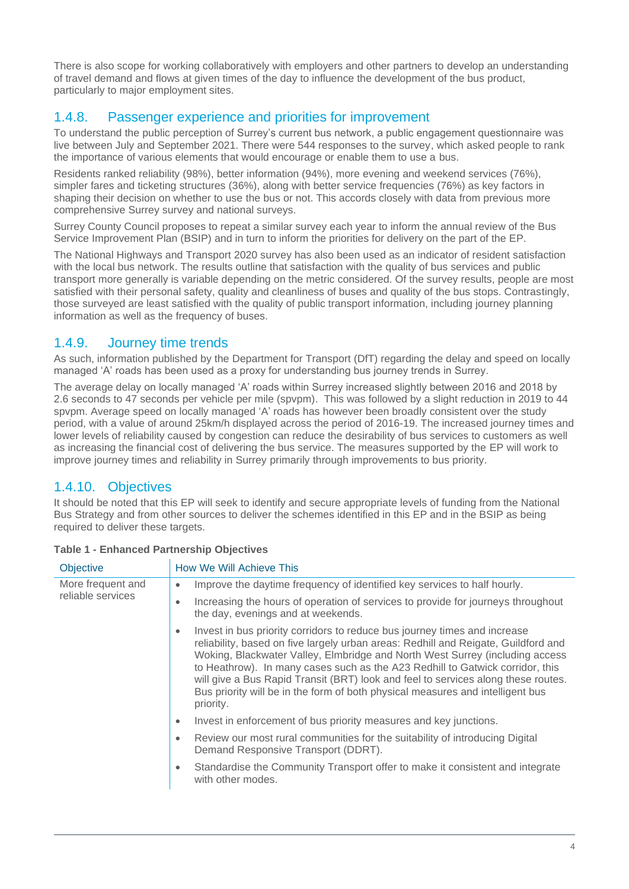There is also scope for working collaboratively with employers and other partners to develop an understanding of travel demand and flows at given times of the day to influence the development of the bus product, particularly to major employment sites.

### 1.4.8. Passenger experience and priorities for improvement

To understand the public perception of Surrey's current bus network, a public engagement questionnaire was live between July and September 2021. There were 544 responses to the survey, which asked people to rank the importance of various elements that would encourage or enable them to use a bus.

Residents ranked reliability (98%), better information (94%), more evening and weekend services (76%), simpler fares and ticketing structures (36%), along with better service frequencies (76%) as key factors in shaping their decision on whether to use the bus or not. This accords closely with data from previous more comprehensive Surrey survey and national surveys.

Surrey County Council proposes to repeat a similar survey each year to inform the annual review of the Bus Service Improvement Plan (BSIP) and in turn to inform the priorities for delivery on the part of the EP.

The National Highways and Transport 2020 survey has also been used as an indicator of resident satisfaction with the local bus network. The results outline that satisfaction with the quality of bus services and public transport more generally is variable depending on the metric considered. Of the survey results, people are most satisfied with their personal safety, quality and cleanliness of buses and quality of the bus stops. Contrastingly, those surveyed are least satisfied with the quality of public transport information, including journey planning information as well as the frequency of buses.

### 1.4.9. Journey time trends

As such, information published by the Department for Transport (DfT) regarding the delay and speed on locally managed 'A' roads has been used as a proxy for understanding bus journey trends in Surrey.

The average delay on locally managed 'A' roads within Surrey increased slightly between 2016 and 2018 by 2.6 seconds to 47 seconds per vehicle per mile (spvpm). This was followed by a slight reduction in 2019 to 44 spvpm. Average speed on locally managed 'A' roads has however been broadly consistent over the study period, with a value of around 25km/h displayed across the period of 2016-19. The increased journey times and lower levels of reliability caused by congestion can reduce the desirability of bus services to customers as well as increasing the financial cost of delivering the bus service. The measures supported by the EP will work to improve journey times and reliability in Surrey primarily through improvements to bus priority.

### 1.4.10. Objectives

It should be noted that this EP will seek to identify and secure appropriate levels of funding from the National Bus Strategy and from other sources to deliver the schemes identified in this EP and in the BSIP as being required to deliver these targets.

**Table 1 - Enhanced Partnership Objectives**

| Objective | How We Will Achieve This |
|---|---|
| More frequent and reliable services | • Improve the daytime frequency of identified key services to half hourly.<br>• Increasing the hours of operation of services to provide for journeys throughout the day, evenings and at weekends.<br>• Invest in bus priority corridors to reduce bus journey times and increase reliability, based on five largely urban areas: Redhill and Reigate, Guildford and Woking, Blackwater Valley, Elmbridge and North West Surrey (including access to Heathrow). In many cases such as the A23 Redhill to Gatwick corridor, this will give a Bus Rapid Transit (BRT) look and feel to services along these routes. Bus priority will be in the form of both physical measures and intelligent bus priority.<br>• Invest in enforcement of bus priority measures and key junctions.<br>• Review our most rural communities for the suitability of introducing Digital Demand Responsive Transport (DDRT).<br>• Standardise the Community Transport offer to make it consistent and integrate with other modes. |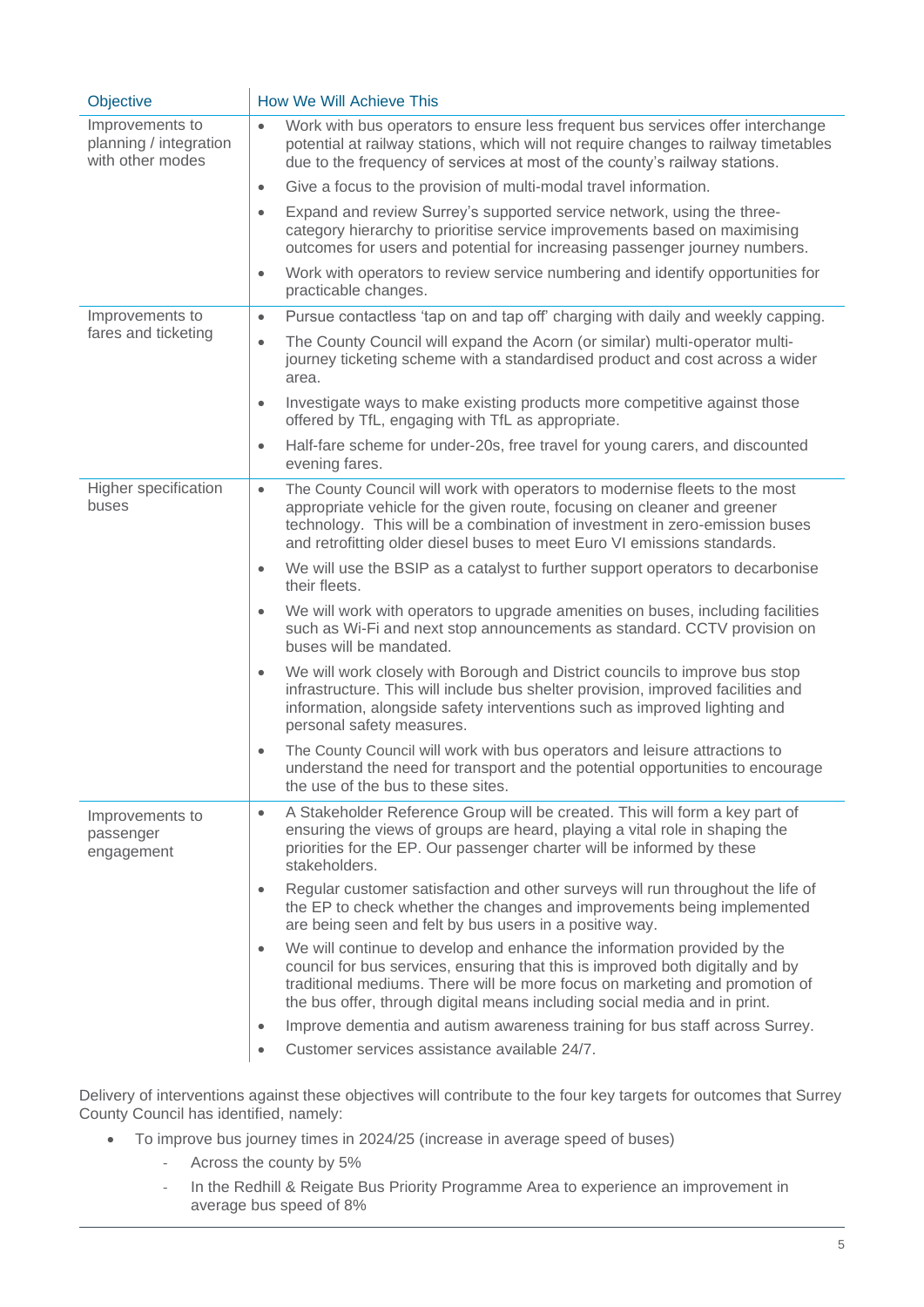| Objective | How We Will Achieve This |
|---|---|
| Improvements to planning / integration with other modes | • Work with bus operators to ensure less frequent bus services offer interchange potential at railway stations, which will not require changes to railway timetables due to the frequency of services at most of the county's railway stations.<br>• Give a focus to the provision of multi-modal travel information.<br>• Expand and review Surrey's supported service network, using the three-category hierarchy to prioritise service improvements based on maximising outcomes for users and potential for increasing passenger journey numbers.<br>• Work with operators to review service numbering and identify opportunities for practicable changes. |
| Improvements to fares and ticketing | • Pursue contactless 'tap on and tap off' charging with daily and weekly capping.<br>• The County Council will expand the Acorn (or similar) multi-operator multi-journey ticketing scheme with a standardised product and cost across a wider area.<br>• Investigate ways to make existing products more competitive against those offered by TfL, engaging with TfL as appropriate.<br>• Half-fare scheme for under-20s, free travel for young carers, and discounted evening fares. |
| Higher specification buses | • The County Council will work with operators to modernise fleets to the most appropriate vehicle for the given route, focusing on cleaner and greener technology. This will be a combination of investment in zero-emission buses and retrofitting older diesel buses to meet Euro VI emissions standards.<br>• We will use the BSIP as a catalyst to further support operators to decarbonise their fleets.<br>• We will work with operators to upgrade amenities on buses, including facilities such as Wi-Fi and next stop announcements as standard. CCTV provision on buses will be mandated.<br>• We will work closely with Borough and District councils to improve bus stop infrastructure. This will include bus shelter provision, improved facilities and information, alongside safety interventions such as improved lighting and personal safety measures.<br>• The County Council will work with bus operators and leisure attractions to understand the need for transport and the potential opportunities to encourage the use of the bus to these sites. |
| Improvements to passenger engagement | • A Stakeholder Reference Group will be created. This will form a key part of ensuring the views of groups are heard, playing a vital role in shaping the priorities for the EP. Our passenger charter will be informed by these stakeholders.<br>• Regular customer satisfaction and other surveys will run throughout the life of the EP to check whether the changes and improvements being implemented are being seen and felt by bus users in a positive way.<br>• We will continue to develop and enhance the information provided by the council for bus services, ensuring that this is improved both digitally and by traditional mediums. There will be more focus on marketing and promotion of the bus offer, through digital means including social media and in print.<br>• Improve dementia and autism awareness training for bus staff across Surrey.<br>• Customer services assistance available 24/7. |

Delivery of interventions against these objectives will contribute to the four key targets for outcomes that Surrey County Council has identified, namely:

- To improve bus journey times in 2024/25 (increase in average speed of buses)
  - Across the county by 5%
  - In the Redhill & Reigate Bus Priority Programme Area to experience an improvement in average bus speed of 8%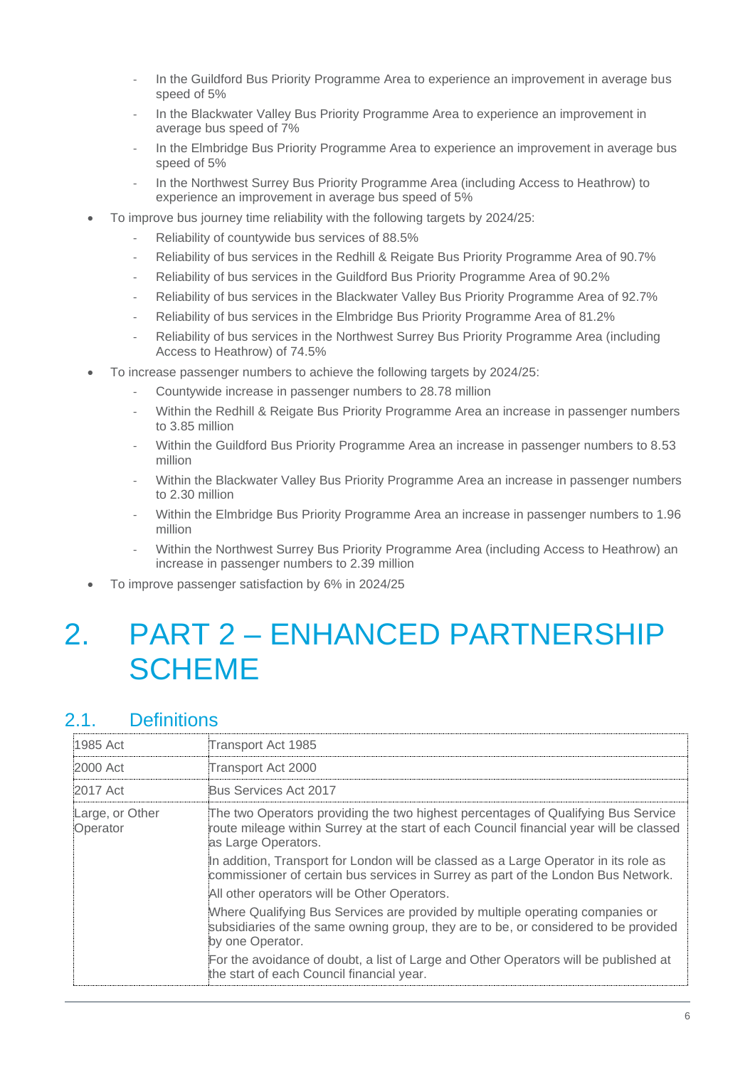- In the Guildford Bus Priority Programme Area to experience an improvement in average bus speed of 5%
  - In the Blackwater Valley Bus Priority Programme Area to experience an improvement in average bus speed of 7%
  - In the Elmbridge Bus Priority Programme Area to experience an improvement in average bus speed of 5%
  - In the Northwest Surrey Bus Priority Programme Area (including Access to Heathrow) to experience an improvement in average bus speed of 5%
- To improve bus journey time reliability with the following targets by 2024/25:
  - Reliability of countywide bus services of 88.5%
  - Reliability of bus services in the Redhill & Reigate Bus Priority Programme Area of 90.7%
  - Reliability of bus services in the Guildford Bus Priority Programme Area of 90.2%
  - Reliability of bus services in the Blackwater Valley Bus Priority Programme Area of 92.7%
  - Reliability of bus services in the Elmbridge Bus Priority Programme Area of 81.2%
  - Reliability of bus services in the Northwest Surrey Bus Priority Programme Area (including Access to Heathrow) of 74.5%
- To increase passenger numbers to achieve the following targets by 2024/25:
  - Countywide increase in passenger numbers to 28.78 million
  - Within the Redhill & Reigate Bus Priority Programme Area an increase in passenger numbers to 3.85 million
  - Within the Guildford Bus Priority Programme Area an increase in passenger numbers to 8.53 million
  - Within the Blackwater Valley Bus Priority Programme Area an increase in passenger numbers to 2.30 million
  - Within the Elmbridge Bus Priority Programme Area an increase in passenger numbers to 1.96 million
  - Within the Northwest Surrey Bus Priority Programme Area (including Access to Heathrow) an increase in passenger numbers to 2.39 million
- To improve passenger satisfaction by 6% in 2024/25

# 2. PART 2 – ENHANCED PARTNERSHIP SCHEME

## 2.1. Definitions

| | |
|---|---|
| 1985 Act | Transport Act 1985 |
| 2000 Act | Transport Act 2000 |
| 2017 Act | Bus Services Act 2017 |
| Large, or Other Operator | The two Operators providing the two highest percentages of Qualifying Bus Service route mileage within Surrey at the start of each Council financial year will be classed as Large Operators.<br><br>In addition, Transport for London will be classed as a Large Operator in its role as commissioner of certain bus services in Surrey as part of the London Bus Network.<br><br>All other operators will be Other Operators.<br><br>Where Qualifying Bus Services are provided by multiple operating companies or subsidiaries of the same owning group, they are to be, or considered to be provided by one Operator.<br><br>For the avoidance of doubt, a list of Large and Other Operators will be published at the start of each Council financial year. |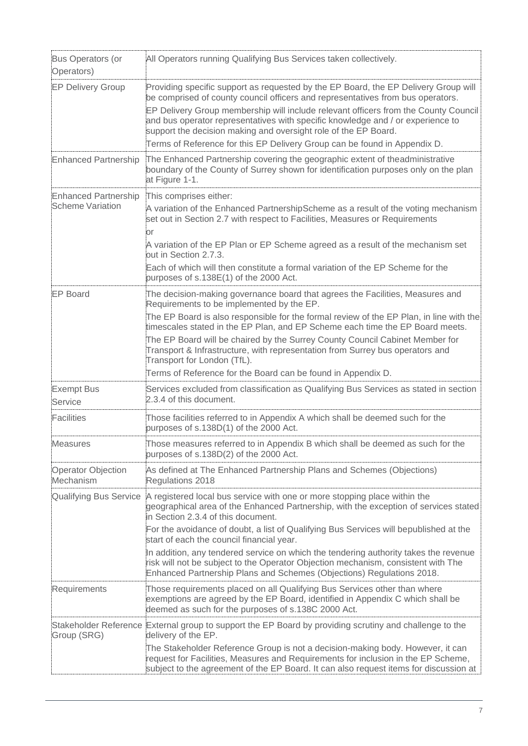| | |
|---|---|
| Bus Operators (or Operators) | All Operators running Qualifying Bus Services taken collectively. |
| EP Delivery Group | Providing specific support as requested by the EP Board, the EP Delivery Group will be comprised of county council officers and representatives from bus operators.<br>EP Delivery Group membership will include relevant officers from the County Council and bus operator representatives with specific knowledge and / or experience to support the decision making and oversight role of the EP Board.<br>Terms of Reference for this EP Delivery Group can be found in Appendix D. |
| Enhanced Partnership | The Enhanced Partnership covering the geographic extent of theadministrative boundary of the County of Surrey shown for identification purposes only on the plan at Figure 1-1. |
| Enhanced Partnership Scheme Variation | This comprises either:<br>A variation of the Enhanced PartnershipScheme as a result of the voting mechanism set out in Section 2.7 with respect to Facilities, Measures or Requirements<br>or<br>A variation of the EP Plan or EP Scheme agreed as a result of the mechanism set out in Section 2.7.3.<br>Each of which will then constitute a formal variation of the EP Scheme for the purposes of s.138E(1) of the 2000 Act. |
| EP Board | The decision-making governance board that agrees the Facilities, Measures and Requirements to be implemented by the EP.<br>The EP Board is also responsible for the formal review of the EP Plan, in line with the timescales stated in the EP Plan, and EP Scheme each time the EP Board meets.<br>The EP Board will be chaired by the Surrey County Council Cabinet Member for Transport & Infrastructure, with representation from Surrey bus operators and Transport for London (TfL).<br>Terms of Reference for the Board can be found in Appendix D. |
| Exempt Bus Service | Services excluded from classification as Qualifying Bus Services as stated in section 2.3.4 of this document. |
| Facilities | Those facilities referred to in Appendix A which shall be deemed such for the purposes of s.138D(1) of the 2000 Act. |
| Measures | Those measures referred to in Appendix B which shall be deemed as such for the purposes of s.138D(2) of the 2000 Act. |
| Operator Objection Mechanism | As defined at The Enhanced Partnership Plans and Schemes (Objections) Regulations 2018 |
| Qualifying Bus Service | A registered local bus service with one or more stopping place within the geographical area of the Enhanced Partnership, with the exception of services stated in Section 2.3.4 of this document.<br>For the avoidance of doubt, a list of Qualifying Bus Services will bepublished at the start of each the council financial year.<br>In addition, any tendered service on which the tendering authority takes the revenue risk will not be subject to the Operator Objection mechanism, consistent with The Enhanced Partnership Plans and Schemes (Objections) Regulations 2018. |
| Requirements | Those requirements placed on all Qualifying Bus Services other than where exemptions are agreed by the EP Board, identified in Appendix C which shall be deemed as such for the purposes of s.138C 2000 Act. |
| Stakeholder Reference Group (SRG) | External group to support the EP Board by providing scrutiny and challenge to the delivery of the EP.<br>The Stakeholder Reference Group is not a decision-making body. However, it can request for Facilities, Measures and Requirements for inclusion in the EP Scheme, subject to the agreement of the EP Board. It can also request items for discussion at |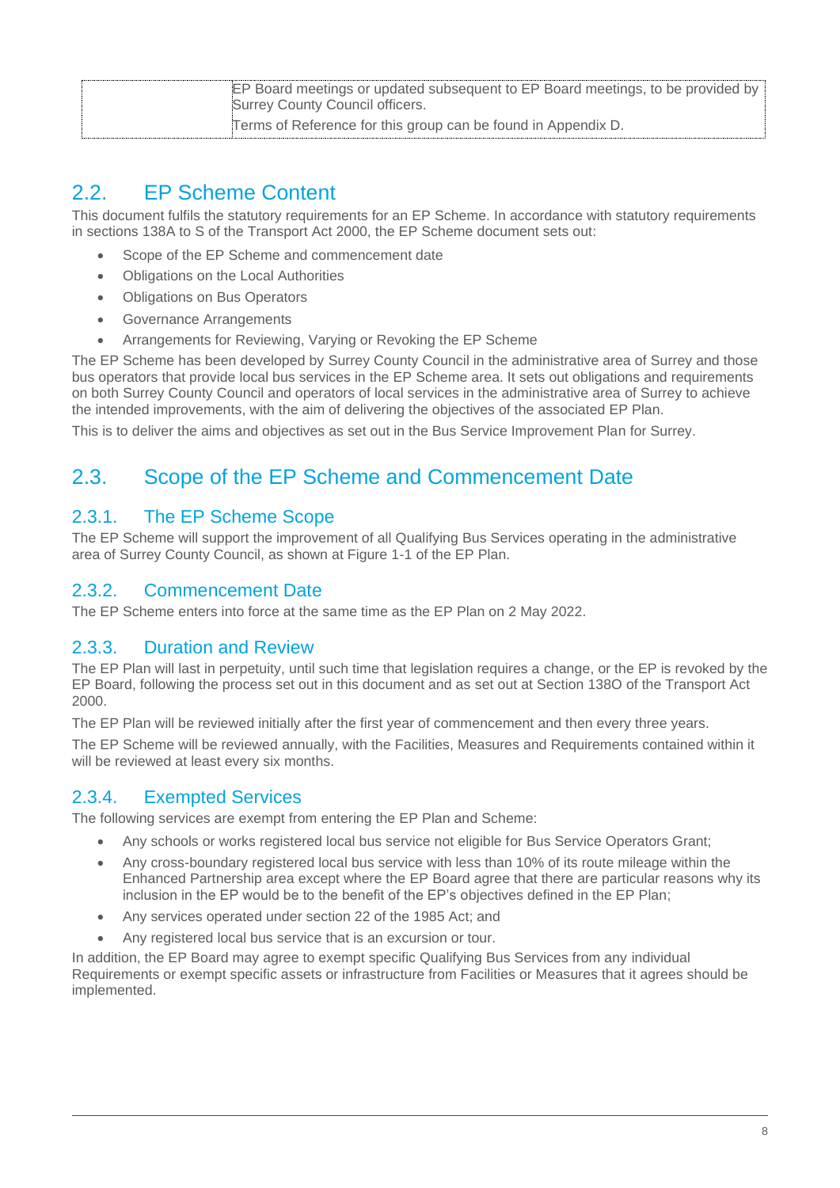| | |
|---|---|
| | EP Board meetings or updated subsequent to EP Board meetings, to be provided by Surrey County Council officers.<br>Terms of Reference for this group can be found in Appendix D. |

## 2.2. EP Scheme Content

This document fulfils the statutory requirements for an EP Scheme. In accordance with statutory requirements in sections 138A to S of the Transport Act 2000, the EP Scheme document sets out:

- Scope of the EP Scheme and commencement date
- Obligations on the Local Authorities
- Obligations on Bus Operators
- Governance Arrangements
- Arrangements for Reviewing, Varying or Revoking the EP Scheme

The EP Scheme has been developed by Surrey County Council in the administrative area of Surrey and those bus operators that provide local bus services in the EP Scheme area. It sets out obligations and requirements on both Surrey County Council and operators of local services in the administrative area of Surrey to achieve the intended improvements, with the aim of delivering the objectives of the associated EP Plan.

This is to deliver the aims and objectives as set out in the Bus Service Improvement Plan for Surrey.

## 2.3. Scope of the EP Scheme and Commencement Date

### 2.3.1. The EP Scheme Scope

The EP Scheme will support the improvement of all Qualifying Bus Services operating in the administrative area of Surrey County Council, as shown at Figure 1-1 of the EP Plan.

### 2.3.2. Commencement Date

The EP Scheme enters into force at the same time as the EP Plan on 2 May 2022.

### 2.3.3. Duration and Review

The EP Plan will last in perpetuity, until such time that legislation requires a change, or the EP is revoked by the EP Board, following the process set out in this document and as set out at Section 138O of the Transport Act 2000.

The EP Plan will be reviewed initially after the first year of commencement and then every three years.

The EP Scheme will be reviewed annually, with the Facilities, Measures and Requirements contained within it will be reviewed at least every six months.

### 2.3.4. Exempted Services

The following services are exempt from entering the EP Plan and Scheme:

- Any schools or works registered local bus service not eligible for Bus Service Operators Grant;
- Any cross-boundary registered local bus service with less than 10% of its route mileage within the Enhanced Partnership area except where the EP Board agree that there are particular reasons why its inclusion in the EP would be to the benefit of the EP's objectives defined in the EP Plan;
- Any services operated under section 22 of the 1985 Act; and
- Any registered local bus service that is an excursion or tour.

In addition, the EP Board may agree to exempt specific Qualifying Bus Services from any individual Requirements or exempt specific assets or infrastructure from Facilities or Measures that it agrees should be implemented.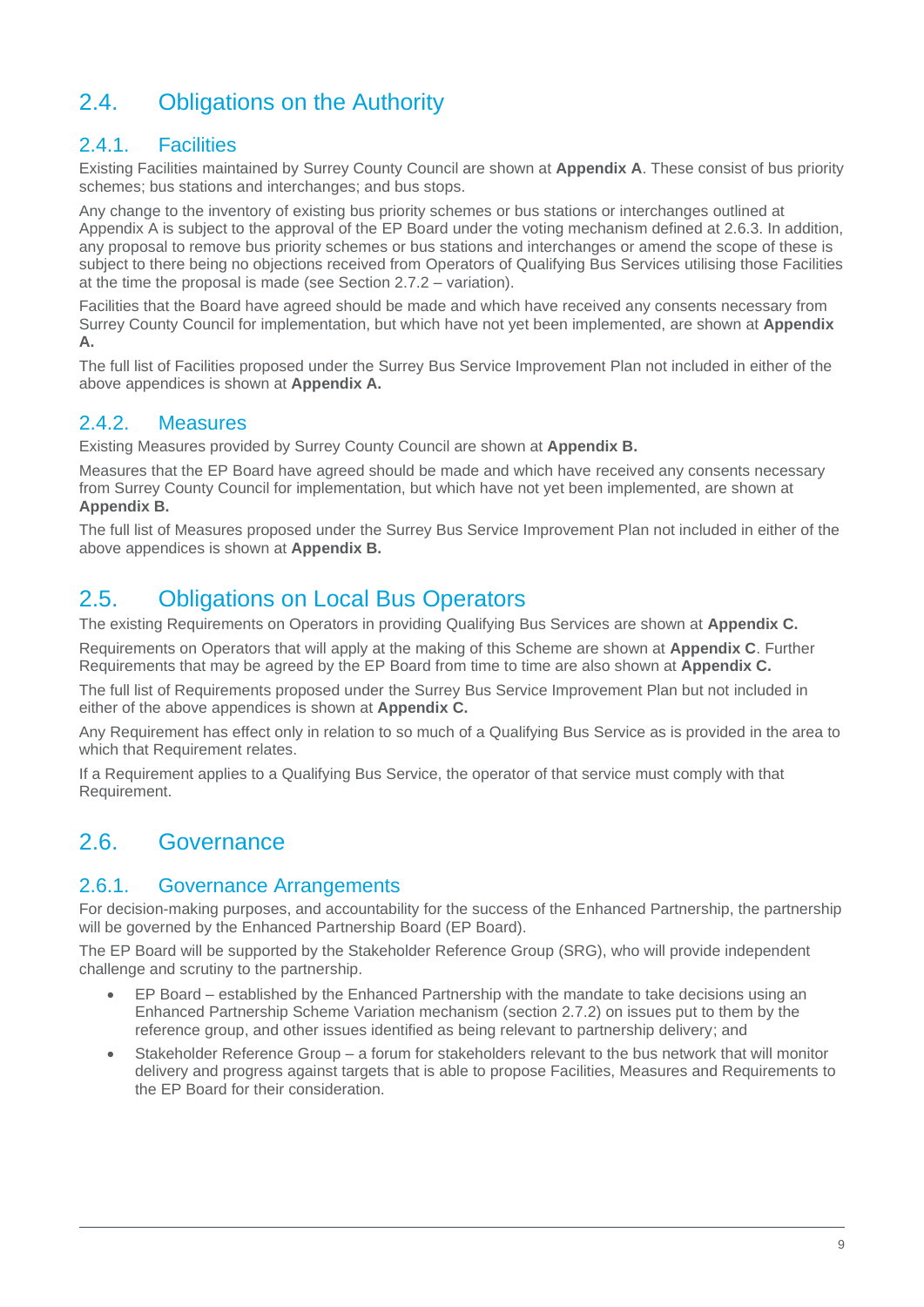## 2.4. Obligations on the Authority

### 2.4.1. Facilities

Existing Facilities maintained by Surrey County Council are shown at **Appendix A**. These consist of bus priority schemes; bus stations and interchanges; and bus stops.

Any change to the inventory of existing bus priority schemes or bus stations or interchanges outlined at Appendix A is subject to the approval of the EP Board under the voting mechanism defined at 2.6.3. In addition, any proposal to remove bus priority schemes or bus stations and interchanges or amend the scope of these is subject to there being no objections received from Operators of Qualifying Bus Services utilising those Facilities at the time the proposal is made (see Section 2.7.2 – variation).

Facilities that the Board have agreed should be made and which have received any consents necessary from Surrey County Council for implementation, but which have not yet been implemented, are shown at **Appendix A.**

The full list of Facilities proposed under the Surrey Bus Service Improvement Plan not included in either of the above appendices is shown at **Appendix A.**

### 2.4.2. Measures

Existing Measures provided by Surrey County Council are shown at **Appendix B.**

Measures that the EP Board have agreed should be made and which have received any consents necessary from Surrey County Council for implementation, but which have not yet been implemented, are shown at **Appendix B.**

The full list of Measures proposed under the Surrey Bus Service Improvement Plan not included in either of the above appendices is shown at **Appendix B.**

## 2.5. Obligations on Local Bus Operators

The existing Requirements on Operators in providing Qualifying Bus Services are shown at **Appendix C.**

Requirements on Operators that will apply at the making of this Scheme are shown at **Appendix C**. Further Requirements that may be agreed by the EP Board from time to time are also shown at **Appendix C.**

The full list of Requirements proposed under the Surrey Bus Service Improvement Plan but not included in either of the above appendices is shown at **Appendix C.**

Any Requirement has effect only in relation to so much of a Qualifying Bus Service as is provided in the area to which that Requirement relates.

If a Requirement applies to a Qualifying Bus Service, the operator of that service must comply with that Requirement.

## 2.6. Governance

### 2.6.1. Governance Arrangements

For decision-making purposes, and accountability for the success of the Enhanced Partnership, the partnership will be governed by the Enhanced Partnership Board (EP Board).

The EP Board will be supported by the Stakeholder Reference Group (SRG), who will provide independent challenge and scrutiny to the partnership.

- EP Board – established by the Enhanced Partnership with the mandate to take decisions using an Enhanced Partnership Scheme Variation mechanism (section 2.7.2) on issues put to them by the reference group, and other issues identified as being relevant to partnership delivery; and
- Stakeholder Reference Group – a forum for stakeholders relevant to the bus network that will monitor delivery and progress against targets that is able to propose Facilities, Measures and Requirements to the EP Board for their consideration.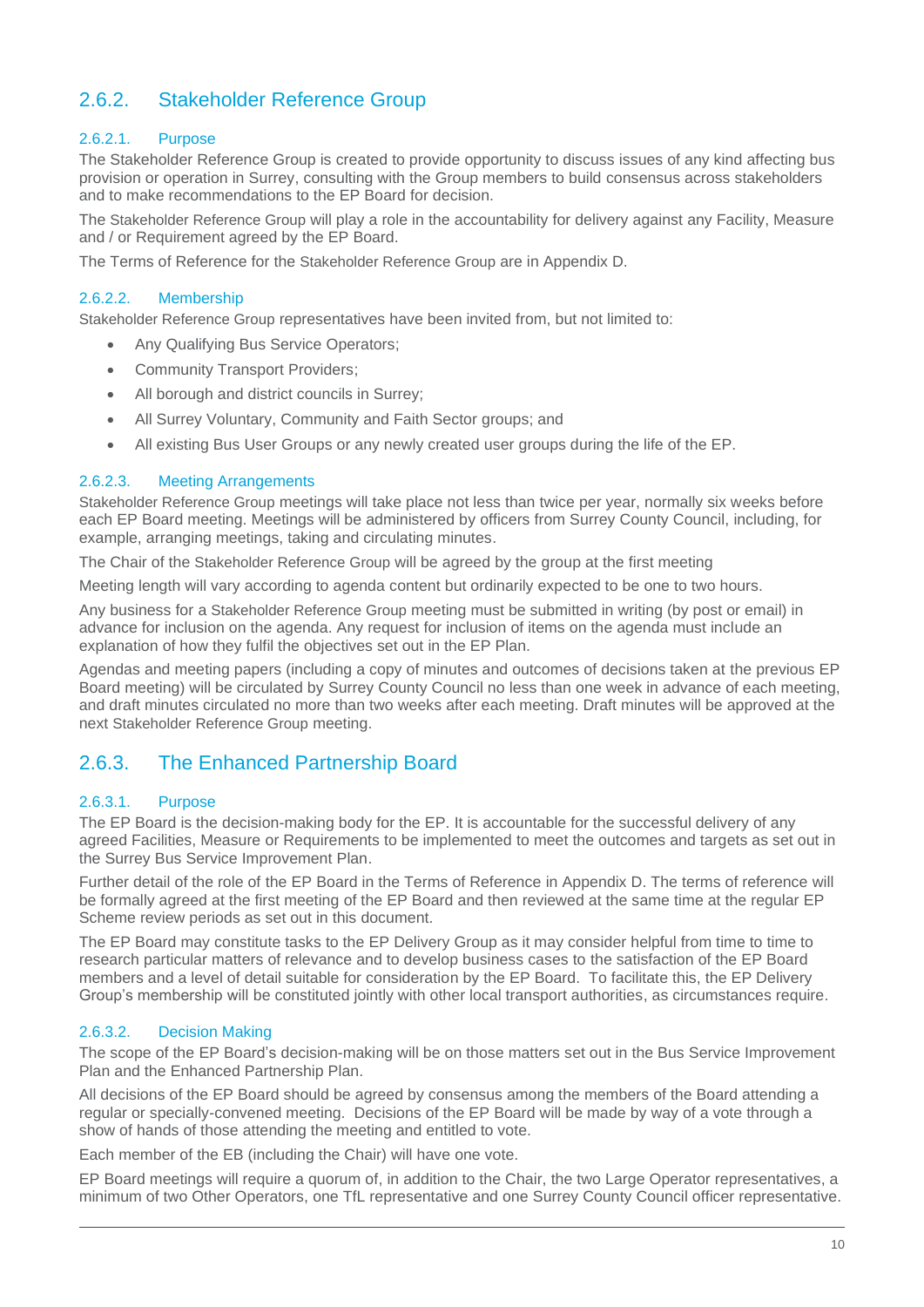## 2.6.2. Stakeholder Reference Group

### 2.6.2.1. Purpose

The Stakeholder Reference Group is created to provide opportunity to discuss issues of any kind affecting bus provision or operation in Surrey, consulting with the Group members to build consensus across stakeholders and to make recommendations to the EP Board for decision.

The Stakeholder Reference Group will play a role in the accountability for delivery against any Facility, Measure and / or Requirement agreed by the EP Board.

The Terms of Reference for the Stakeholder Reference Group are in Appendix D.

### 2.6.2.2. Membership

Stakeholder Reference Group representatives have been invited from, but not limited to:

- Any Qualifying Bus Service Operators;
- Community Transport Providers;
- All borough and district councils in Surrey;
- All Surrey Voluntary, Community and Faith Sector groups; and
- All existing Bus User Groups or any newly created user groups during the life of the EP.

### 2.6.2.3. Meeting Arrangements

Stakeholder Reference Group meetings will take place not less than twice per year, normally six weeks before each EP Board meeting. Meetings will be administered by officers from Surrey County Council, including, for example, arranging meetings, taking and circulating minutes.

The Chair of the Stakeholder Reference Group will be agreed by the group at the first meeting

Meeting length will vary according to agenda content but ordinarily expected to be one to two hours.

Any business for a Stakeholder Reference Group meeting must be submitted in writing (by post or email) in advance for inclusion on the agenda. Any request for inclusion of items on the agenda must include an explanation of how they fulfil the objectives set out in the EP Plan.

Agendas and meeting papers (including a copy of minutes and outcomes of decisions taken at the previous EP Board meeting) will be circulated by Surrey County Council no less than one week in advance of each meeting, and draft minutes circulated no more than two weeks after each meeting. Draft minutes will be approved at the next Stakeholder Reference Group meeting.

## 2.6.3. The Enhanced Partnership Board

### 2.6.3.1. Purpose

The EP Board is the decision-making body for the EP. It is accountable for the successful delivery of any agreed Facilities, Measure or Requirements to be implemented to meet the outcomes and targets as set out in the Surrey Bus Service Improvement Plan.

Further detail of the role of the EP Board in the Terms of Reference in Appendix D. The terms of reference will be formally agreed at the first meeting of the EP Board and then reviewed at the same time at the regular EP Scheme review periods as set out in this document.

The EP Board may constitute tasks to the EP Delivery Group as it may consider helpful from time to time to research particular matters of relevance and to develop business cases to the satisfaction of the EP Board members and a level of detail suitable for consideration by the EP Board. To facilitate this, the EP Delivery Group's membership will be constituted jointly with other local transport authorities, as circumstances require.

### 2.6.3.2. Decision Making

The scope of the EP Board's decision-making will be on those matters set out in the Bus Service Improvement Plan and the Enhanced Partnership Plan.

All decisions of the EP Board should be agreed by consensus among the members of the Board attending a regular or specially-convened meeting. Decisions of the EP Board will be made by way of a vote through a show of hands of those attending the meeting and entitled to vote.

Each member of the EB (including the Chair) will have one vote.

EP Board meetings will require a quorum of, in addition to the Chair, the two Large Operator representatives, a minimum of two Other Operators, one TfL representative and one Surrey County Council officer representative.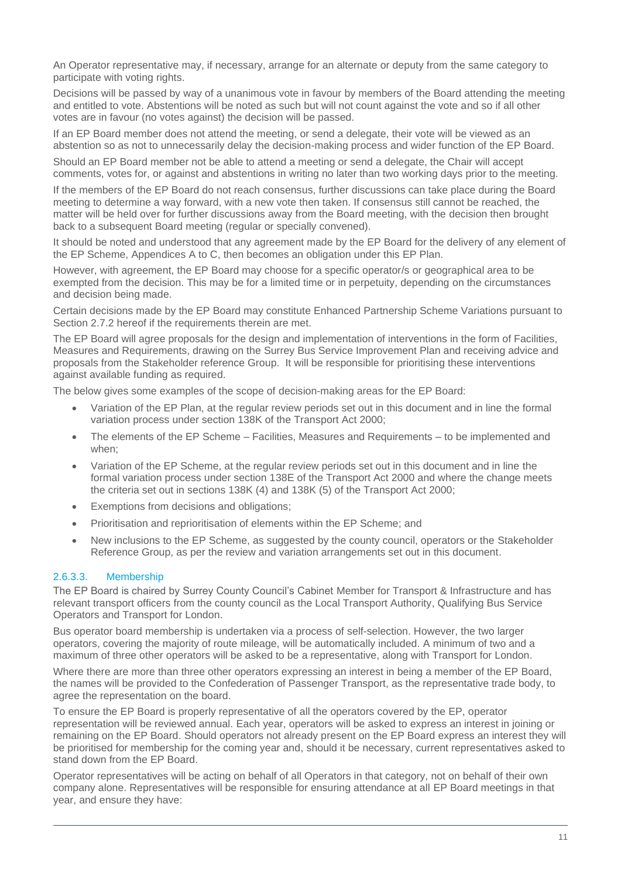An Operator representative may, if necessary, arrange for an alternate or deputy from the same category to participate with voting rights.

Decisions will be passed by way of a unanimous vote in favour by members of the Board attending the meeting and entitled to vote. Abstentions will be noted as such but will not count against the vote and so if all other votes are in favour (no votes against) the decision will be passed.

If an EP Board member does not attend the meeting, or send a delegate, their vote will be viewed as an abstention so as not to unnecessarily delay the decision-making process and wider function of the EP Board.

Should an EP Board member not be able to attend a meeting or send a delegate, the Chair will accept comments, votes for, or against and abstentions in writing no later than two working days prior to the meeting.

If the members of the EP Board do not reach consensus, further discussions can take place during the Board meeting to determine a way forward, with a new vote then taken. If consensus still cannot be reached, the matter will be held over for further discussions away from the Board meeting, with the decision then brought back to a subsequent Board meeting (regular or specially convened).

It should be noted and understood that any agreement made by the EP Board for the delivery of any element of the EP Scheme, Appendices A to C, then becomes an obligation under this EP Plan.

However, with agreement, the EP Board may choose for a specific operator/s or geographical area to be exempted from the decision. This may be for a limited time or in perpetuity, depending on the circumstances and decision being made.

Certain decisions made by the EP Board may constitute Enhanced Partnership Scheme Variations pursuant to Section 2.7.2 hereof if the requirements therein are met.

The EP Board will agree proposals for the design and implementation of interventions in the form of Facilities, Measures and Requirements, drawing on the Surrey Bus Service Improvement Plan and receiving advice and proposals from the Stakeholder reference Group. It will be responsible for prioritising these interventions against available funding as required.

The below gives some examples of the scope of decision-making areas for the EP Board:

- Variation of the EP Plan, at the regular review periods set out in this document and in line the formal variation process under section 138K of the Transport Act 2000;
- The elements of the EP Scheme – Facilities, Measures and Requirements – to be implemented and when;
- Variation of the EP Scheme, at the regular review periods set out in this document and in line the formal variation process under section 138E of the Transport Act 2000 and where the change meets the criteria set out in sections 138K (4) and 138K (5) of the Transport Act 2000;
- Exemptions from decisions and obligations;
- Prioritisation and reprioritisation of elements within the EP Scheme; and
- New inclusions to the EP Scheme, as suggested by the county council, operators or the Stakeholder Reference Group, as per the review and variation arrangements set out in this document.

#### 2.6.3.3. Membership

The EP Board is chaired by Surrey County Council's Cabinet Member for Transport & Infrastructure and has relevant transport officers from the county council as the Local Transport Authority, Qualifying Bus Service Operators and Transport for London.

Bus operator board membership is undertaken via a process of self-selection. However, the two larger operators, covering the majority of route mileage, will be automatically included. A minimum of two and a maximum of three other operators will be asked to be a representative, along with Transport for London.

Where there are more than three other operators expressing an interest in being a member of the EP Board, the names will be provided to the Confederation of Passenger Transport, as the representative trade body, to agree the representation on the board.

To ensure the EP Board is properly representative of all the operators covered by the EP, operator representation will be reviewed annual. Each year, operators will be asked to express an interest in joining or remaining on the EP Board. Should operators not already present on the EP Board express an interest they will be prioritised for membership for the coming year and, should it be necessary, current representatives asked to stand down from the EP Board.

Operator representatives will be acting on behalf of all Operators in that category, not on behalf of their own company alone. Representatives will be responsible for ensuring attendance at all EP Board meetings in that year, and ensure they have: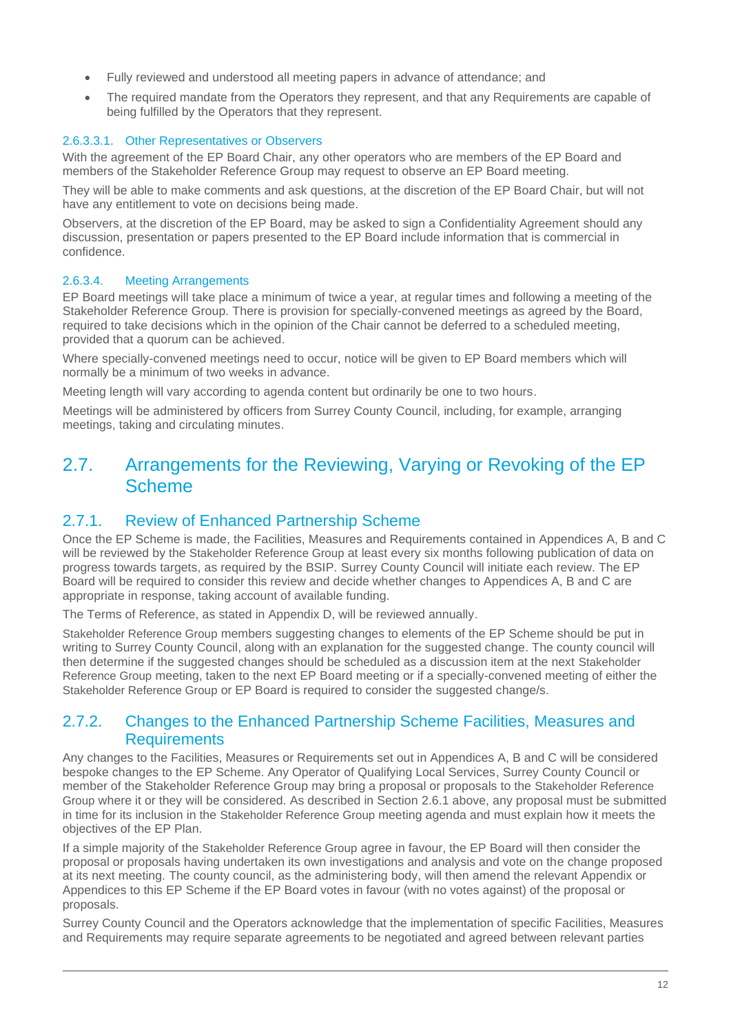- Fully reviewed and understood all meeting papers in advance of attendance; and
- The required mandate from the Operators they represent, and that any Requirements are capable of being fulfilled by the Operators that they represent.

#### 2.6.3.3.1. Other Representatives or Observers

With the agreement of the EP Board Chair, any other operators who are members of the EP Board and members of the Stakeholder Reference Group may request to observe an EP Board meeting.

They will be able to make comments and ask questions, at the discretion of the EP Board Chair, but will not have any entitlement to vote on decisions being made.

Observers, at the discretion of the EP Board, may be asked to sign a Confidentiality Agreement should any discussion, presentation or papers presented to the EP Board include information that is commercial in confidence.

#### 2.6.3.4. Meeting Arrangements

EP Board meetings will take place a minimum of twice a year, at regular times and following a meeting of the Stakeholder Reference Group. There is provision for specially-convened meetings as agreed by the Board, required to take decisions which in the opinion of the Chair cannot be deferred to a scheduled meeting, provided that a quorum can be achieved.

Where specially-convened meetings need to occur, notice will be given to EP Board members which will normally be a minimum of two weeks in advance.

Meeting length will vary according to agenda content but ordinarily be one to two hours.

Meetings will be administered by officers from Surrey County Council, including, for example, arranging meetings, taking and circulating minutes.

## 2.7. Arrangements for the Reviewing, Varying or Revoking of the EP Scheme

### 2.7.1. Review of Enhanced Partnership Scheme

Once the EP Scheme is made, the Facilities, Measures and Requirements contained in Appendices A, B and C will be reviewed by the Stakeholder Reference Group at least every six months following publication of data on progress towards targets, as required by the BSIP. Surrey County Council will initiate each review. The EP Board will be required to consider this review and decide whether changes to Appendices A, B and C are appropriate in response, taking account of available funding.

The Terms of Reference, as stated in Appendix D, will be reviewed annually.

Stakeholder Reference Group members suggesting changes to elements of the EP Scheme should be put in writing to Surrey County Council, along with an explanation for the suggested change. The county council will then determine if the suggested changes should be scheduled as a discussion item at the next Stakeholder Reference Group meeting, taken to the next EP Board meeting or if a specially-convened meeting of either the Stakeholder Reference Group or EP Board is required to consider the suggested change/s.

### 2.7.2. Changes to the Enhanced Partnership Scheme Facilities, Measures and Requirements

Any changes to the Facilities, Measures or Requirements set out in Appendices A, B and C will be considered bespoke changes to the EP Scheme. Any Operator of Qualifying Local Services, Surrey County Council or member of the Stakeholder Reference Group may bring a proposal or proposals to the Stakeholder Reference Group where it or they will be considered. As described in Section 2.6.1 above, any proposal must be submitted in time for its inclusion in the Stakeholder Reference Group meeting agenda and must explain how it meets the objectives of the EP Plan.

If a simple majority of the Stakeholder Reference Group agree in favour, the EP Board will then consider the proposal or proposals having undertaken its own investigations and analysis and vote on the change proposed at its next meeting. The county council, as the administering body, will then amend the relevant Appendix or Appendices to this EP Scheme if the EP Board votes in favour (with no votes against) of the proposal or proposals.

Surrey County Council and the Operators acknowledge that the implementation of specific Facilities, Measures and Requirements may require separate agreements to be negotiated and agreed between relevant parties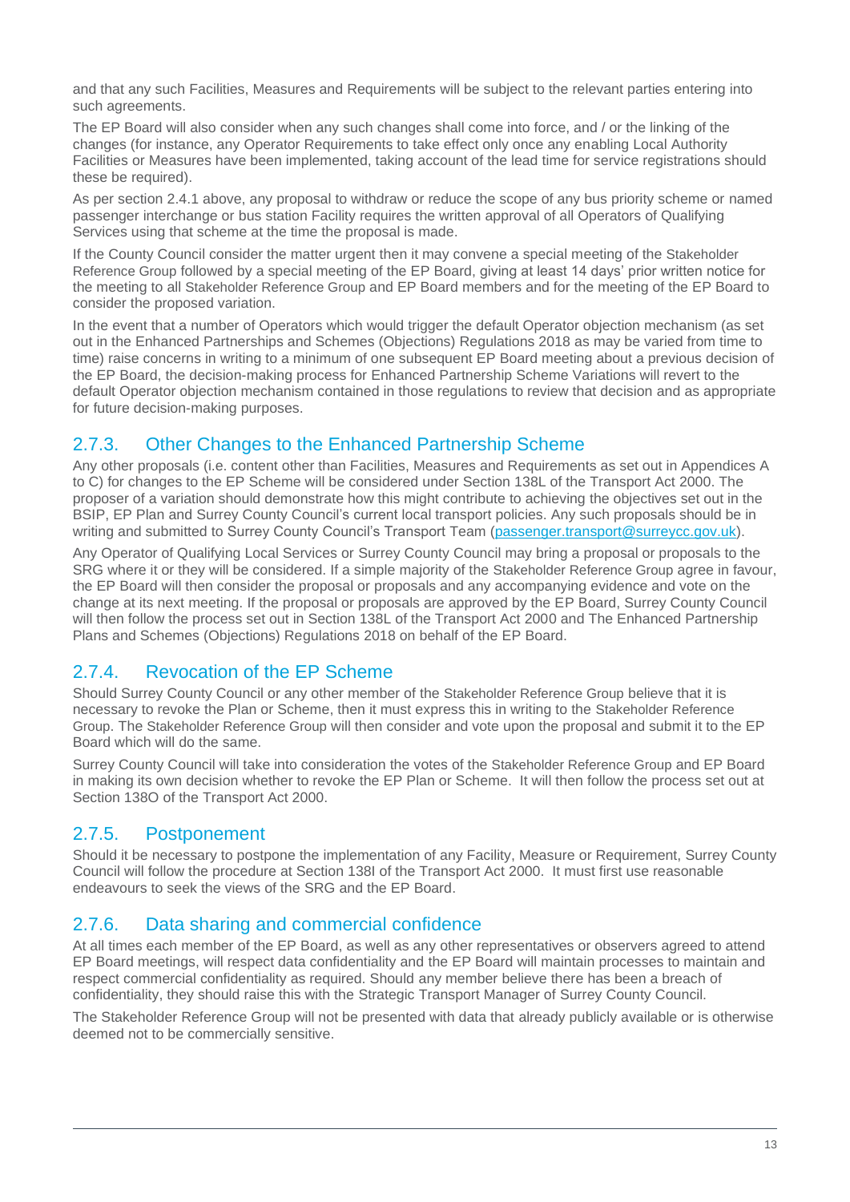and that any such Facilities, Measures and Requirements will be subject to the relevant parties entering into such agreements.

The EP Board will also consider when any such changes shall come into force, and / or the linking of the changes (for instance, any Operator Requirements to take effect only once any enabling Local Authority Facilities or Measures have been implemented, taking account of the lead time for service registrations should these be required).

As per section 2.4.1 above, any proposal to withdraw or reduce the scope of any bus priority scheme or named passenger interchange or bus station Facility requires the written approval of all Operators of Qualifying Services using that scheme at the time the proposal is made.

If the County Council consider the matter urgent then it may convene a special meeting of the Stakeholder Reference Group followed by a special meeting of the EP Board, giving at least 14 days' prior written notice for the meeting to all Stakeholder Reference Group and EP Board members and for the meeting of the EP Board to consider the proposed variation.

In the event that a number of Operators which would trigger the default Operator objection mechanism (as set out in the Enhanced Partnerships and Schemes (Objections) Regulations 2018 as may be varied from time to time) raise concerns in writing to a minimum of one subsequent EP Board meeting about a previous decision of the EP Board, the decision-making process for Enhanced Partnership Scheme Variations will revert to the default Operator objection mechanism contained in those regulations to review that decision and as appropriate for future decision-making purposes.

### 2.7.3. Other Changes to the Enhanced Partnership Scheme

Any other proposals (i.e. content other than Facilities, Measures and Requirements as set out in Appendices A to C) for changes to the EP Scheme will be considered under Section 138L of the Transport Act 2000. The proposer of a variation should demonstrate how this might contribute to achieving the objectives set out in the BSIP, EP Plan and Surrey County Council's current local transport policies. Any such proposals should be in writing and submitted to Surrey County Council's Transport Team (passenger.transport@surreycc.gov.uk).

Any Operator of Qualifying Local Services or Surrey County Council may bring a proposal or proposals to the SRG where it or they will be considered. If a simple majority of the Stakeholder Reference Group agree in favour, the EP Board will then consider the proposal or proposals and any accompanying evidence and vote on the change at its next meeting. If the proposal or proposals are approved by the EP Board, Surrey County Council will then follow the process set out in Section 138L of the Transport Act 2000 and The Enhanced Partnership Plans and Schemes (Objections) Regulations 2018 on behalf of the EP Board.

### 2.7.4. Revocation of the EP Scheme

Should Surrey County Council or any other member of the Stakeholder Reference Group believe that it is necessary to revoke the Plan or Scheme, then it must express this in writing to the Stakeholder Reference Group. The Stakeholder Reference Group will then consider and vote upon the proposal and submit it to the EP Board which will do the same.

Surrey County Council will take into consideration the votes of the Stakeholder Reference Group and EP Board in making its own decision whether to revoke the EP Plan or Scheme. It will then follow the process set out at Section 138O of the Transport Act 2000.

### 2.7.5. Postponement

Should it be necessary to postpone the implementation of any Facility, Measure or Requirement, Surrey County Council will follow the procedure at Section 138I of the Transport Act 2000. It must first use reasonable endeavours to seek the views of the SRG and the EP Board.

### 2.7.6. Data sharing and commercial confidence

At all times each member of the EP Board, as well as any other representatives or observers agreed to attend EP Board meetings, will respect data confidentiality and the EP Board will maintain processes to maintain and respect commercial confidentiality as required. Should any member believe there has been a breach of confidentiality, they should raise this with the Strategic Transport Manager of Surrey County Council.

The Stakeholder Reference Group will not be presented with data that already publicly available or is otherwise deemed not to be commercially sensitive.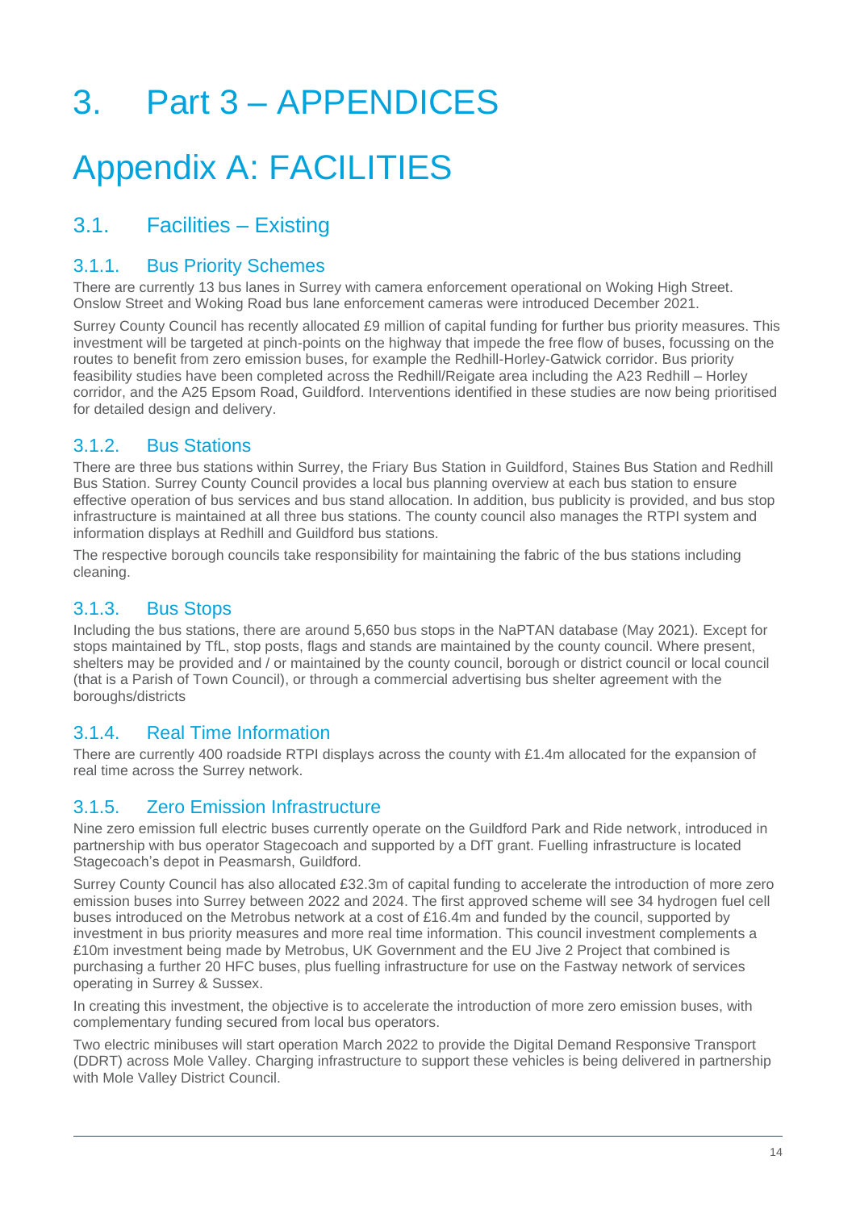# 3. Part 3 – APPENDICES

# Appendix A: FACILITIES

## 3.1. Facilities – Existing

### 3.1.1. Bus Priority Schemes

There are currently 13 bus lanes in Surrey with camera enforcement operational on Woking High Street. Onslow Street and Woking Road bus lane enforcement cameras were introduced December 2021.

Surrey County Council has recently allocated £9 million of capital funding for further bus priority measures. This investment will be targeted at pinch-points on the highway that impede the free flow of buses, focussing on the routes to benefit from zero emission buses, for example the Redhill-Horley-Gatwick corridor. Bus priority feasibility studies have been completed across the Redhill/Reigate area including the A23 Redhill – Horley corridor, and the A25 Epsom Road, Guildford. Interventions identified in these studies are now being prioritised for detailed design and delivery.

### 3.1.2. Bus Stations

There are three bus stations within Surrey, the Friary Bus Station in Guildford, Staines Bus Station and Redhill Bus Station. Surrey County Council provides a local bus planning overview at each bus station to ensure effective operation of bus services and bus stand allocation. In addition, bus publicity is provided, and bus stop infrastructure is maintained at all three bus stations. The county council also manages the RTPI system and information displays at Redhill and Guildford bus stations.

The respective borough councils take responsibility for maintaining the fabric of the bus stations including cleaning.

### 3.1.3. Bus Stops

Including the bus stations, there are around 5,650 bus stops in the NaPTAN database (May 2021). Except for stops maintained by TfL, stop posts, flags and stands are maintained by the county council. Where present, shelters may be provided and / or maintained by the county council, borough or district council or local council (that is a Parish of Town Council), or through a commercial advertising bus shelter agreement with the boroughs/districts

### 3.1.4. Real Time Information

There are currently 400 roadside RTPI displays across the county with £1.4m allocated for the expansion of real time across the Surrey network.

### 3.1.5. Zero Emission Infrastructure

Nine zero emission full electric buses currently operate on the Guildford Park and Ride network, introduced in partnership with bus operator Stagecoach and supported by a DfT grant. Fuelling infrastructure is located Stagecoach's depot in Peasmarsh, Guildford.

Surrey County Council has also allocated £32.3m of capital funding to accelerate the introduction of more zero emission buses into Surrey between 2022 and 2024. The first approved scheme will see 34 hydrogen fuel cell buses introduced on the Metrobus network at a cost of £16.4m and funded by the council, supported by investment in bus priority measures and more real time information. This council investment complements a £10m investment being made by Metrobus, UK Government and the EU Jive 2 Project that combined is purchasing a further 20 HFC buses, plus fuelling infrastructure for use on the Fastway network of services operating in Surrey & Sussex.

In creating this investment, the objective is to accelerate the introduction of more zero emission buses, with complementary funding secured from local bus operators.

Two electric minibuses will start operation March 2022 to provide the Digital Demand Responsive Transport (DDRT) across Mole Valley. Charging infrastructure to support these vehicles is being delivered in partnership with Mole Valley District Council.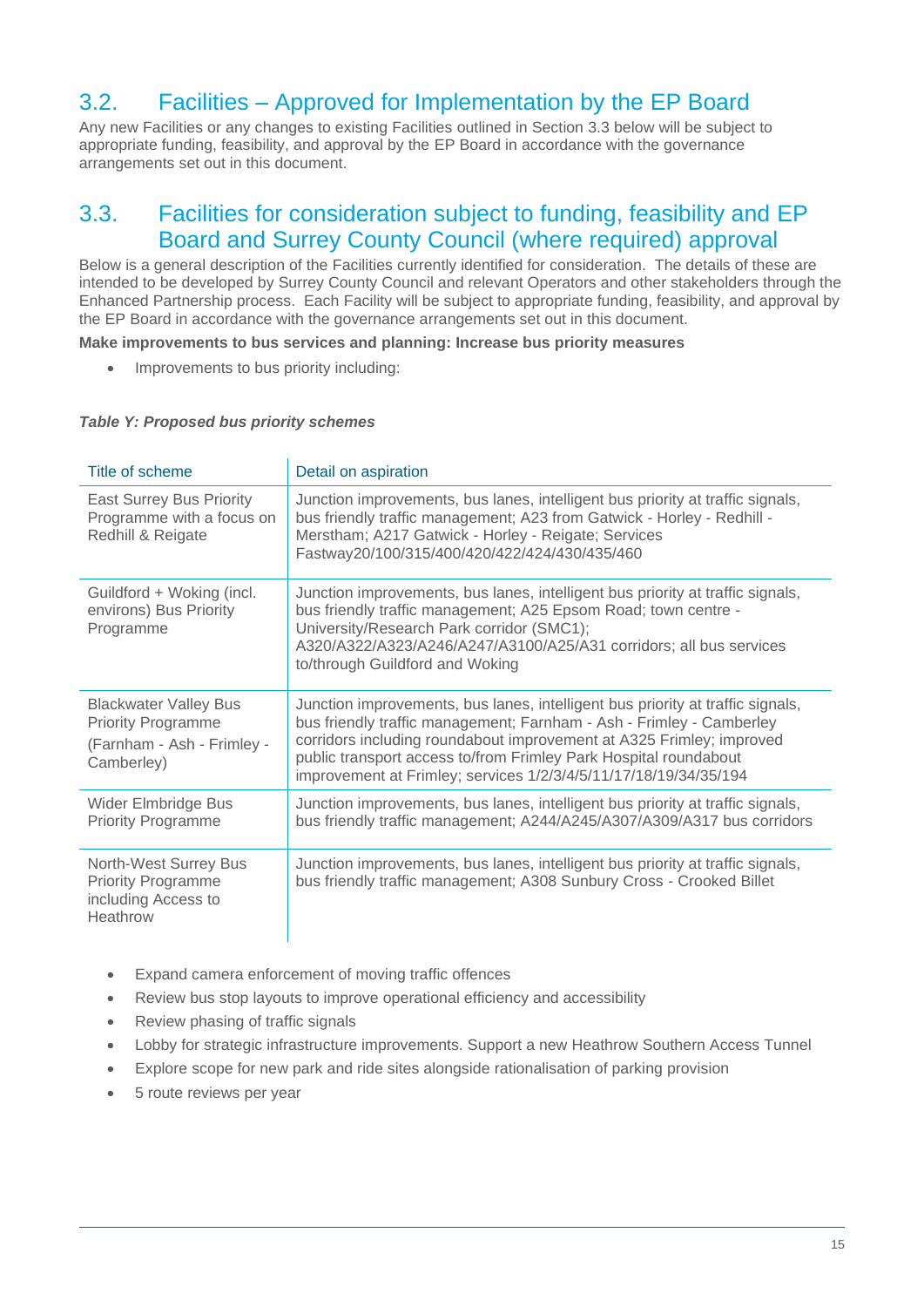## 3.2. Facilities – Approved for Implementation by the EP Board

Any new Facilities or any changes to existing Facilities outlined in Section 3.3 below will be subject to appropriate funding, feasibility, and approval by the EP Board in accordance with the governance arrangements set out in this document.

## 3.3. Facilities for consideration subject to funding, feasibility and EP Board and Surrey County Council (where required) approval

Below is a general description of the Facilities currently identified for consideration. The details of these are intended to be developed by Surrey County Council and relevant Operators and other stakeholders through the Enhanced Partnership process. Each Facility will be subject to appropriate funding, feasibility, and approval by the EP Board in accordance with the governance arrangements set out in this document.

**Make improvements to bus services and planning: Increase bus priority measures**

- Improvements to bus priority including:

***Table Y: Proposed bus priority schemes***

| Title of scheme | Detail on aspiration |
|---|---|
| East Surrey Bus Priority Programme with a focus on Redhill & Reigate | Junction improvements, bus lanes, intelligent bus priority at traffic signals, bus friendly traffic management; A23 from Gatwick - Horley - Redhill - Merstham; A217 Gatwick - Horley - Reigate; Services Fastway20/100/315/400/420/422/424/430/435/460 |
| Guildford + Woking (incl. environs) Bus Priority Programme | Junction improvements, bus lanes, intelligent bus priority at traffic signals, bus friendly traffic management; A25 Epsom Road; town centre - University/Research Park corridor (SMC1); A320/A322/A323/A246/A247/A3100/A25/A31 corridors; all bus services to/through Guildford and Woking |
| Blackwater Valley Bus Priority Programme (Farnham - Ash - Frimley - Camberley) | Junction improvements, bus lanes, intelligent bus priority at traffic signals, bus friendly traffic management; Farnham - Ash - Frimley - Camberley corridors including roundabout improvement at A325 Frimley; improved public transport access to/from Frimley Park Hospital roundabout improvement at Frimley; services 1/2/3/4/5/11/17/18/19/34/35/194 |
| Wider Elmbridge Bus Priority Programme | Junction improvements, bus lanes, intelligent bus priority at traffic signals, bus friendly traffic management; A244/A245/A307/A309/A317 bus corridors |
| North-West Surrey Bus Priority Programme including Access to Heathrow | Junction improvements, bus lanes, intelligent bus priority at traffic signals, bus friendly traffic management; A308 Sunbury Cross - Crooked Billet |

- Expand camera enforcement of moving traffic offences
- Review bus stop layouts to improve operational efficiency and accessibility
- Review phasing of traffic signals
- Lobby for strategic infrastructure improvements. Support a new Heathrow Southern Access Tunnel
- Explore scope for new park and ride sites alongside rationalisation of parking provision
- 5 route reviews per year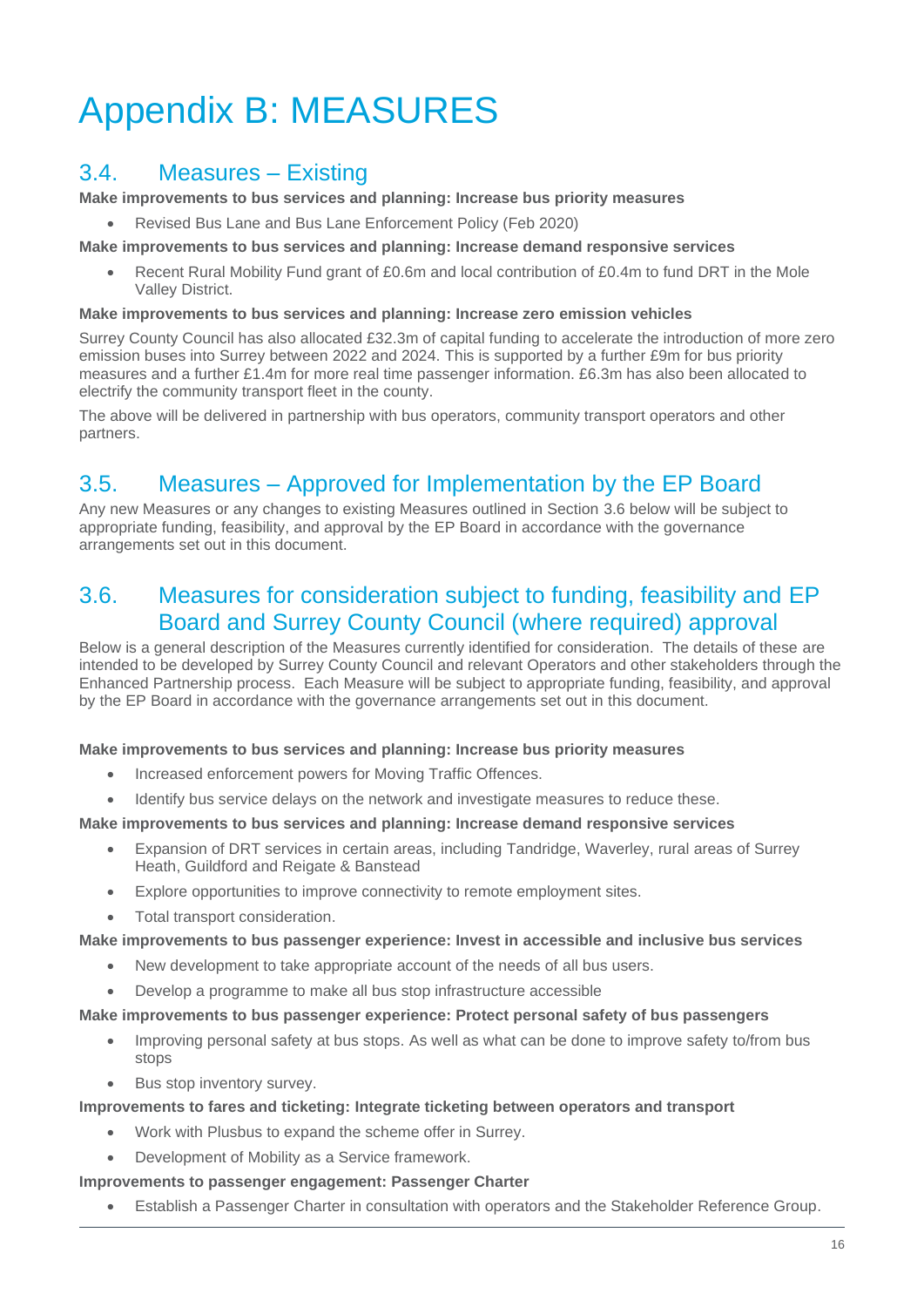# Appendix B: MEASURES

## 3.4. Measures – Existing

**Make improvements to bus services and planning: Increase bus priority measures**

- Revised Bus Lane and Bus Lane Enforcement Policy (Feb 2020)

**Make improvements to bus services and planning: Increase demand responsive services**

- Recent Rural Mobility Fund grant of £0.6m and local contribution of £0.4m to fund DRT in the Mole Valley District.

**Make improvements to bus services and planning: Increase zero emission vehicles**

Surrey County Council has also allocated £32.3m of capital funding to accelerate the introduction of more zero emission buses into Surrey between 2022 and 2024. This is supported by a further £9m for bus priority measures and a further £1.4m for more real time passenger information. £6.3m has also been allocated to electrify the community transport fleet in the county.

The above will be delivered in partnership with bus operators, community transport operators and other partners.

## 3.5. Measures – Approved for Implementation by the EP Board

Any new Measures or any changes to existing Measures outlined in Section 3.6 below will be subject to appropriate funding, feasibility, and approval by the EP Board in accordance with the governance arrangements set out in this document.

## 3.6. Measures for consideration subject to funding, feasibility and EP Board and Surrey County Council (where required) approval

Below is a general description of the Measures currently identified for consideration. The details of these are intended to be developed by Surrey County Council and relevant Operators and other stakeholders through the Enhanced Partnership process. Each Measure will be subject to appropriate funding, feasibility, and approval by the EP Board in accordance with the governance arrangements set out in this document.

**Make improvements to bus services and planning: Increase bus priority measures**

- Increased enforcement powers for Moving Traffic Offences.
- Identify bus service delays on the network and investigate measures to reduce these.

**Make improvements to bus services and planning: Increase demand responsive services**

- Expansion of DRT services in certain areas, including Tandridge, Waverley, rural areas of Surrey Heath, Guildford and Reigate & Banstead
- Explore opportunities to improve connectivity to remote employment sites.
- Total transport consideration.

**Make improvements to bus passenger experience: Invest in accessible and inclusive bus services**

- New development to take appropriate account of the needs of all bus users.
- Develop a programme to make all bus stop infrastructure accessible

**Make improvements to bus passenger experience: Protect personal safety of bus passengers**

- Improving personal safety at bus stops. As well as what can be done to improve safety to/from bus stops
- Bus stop inventory survey.

**Improvements to fares and ticketing: Integrate ticketing between operators and transport**

- Work with Plusbus to expand the scheme offer in Surrey.
- Development of Mobility as a Service framework.

**Improvements to passenger engagement: Passenger Charter**

- Establish a Passenger Charter in consultation with operators and the Stakeholder Reference Group.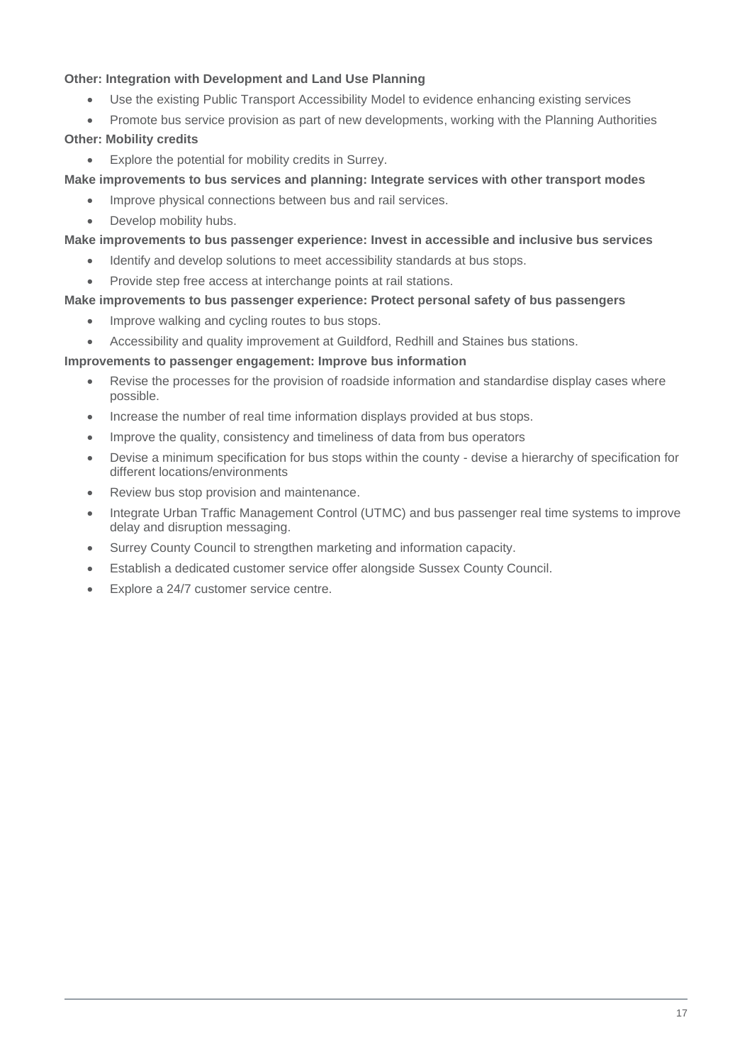**Other: Integration with Development and Land Use Planning**

- Use the existing Public Transport Accessibility Model to evidence enhancing existing services
- Promote bus service provision as part of new developments, working with the Planning Authorities

**Other: Mobility credits**

- Explore the potential for mobility credits in Surrey.

**Make improvements to bus services and planning: Integrate services with other transport modes**

- Improve physical connections between bus and rail services.
- Develop mobility hubs.

**Make improvements to bus passenger experience: Invest in accessible and inclusive bus services**

- Identify and develop solutions to meet accessibility standards at bus stops.
- Provide step free access at interchange points at rail stations.

**Make improvements to bus passenger experience: Protect personal safety of bus passengers**

- Improve walking and cycling routes to bus stops.
- Accessibility and quality improvement at Guildford, Redhill and Staines bus stations.

**Improvements to passenger engagement: Improve bus information**

- Revise the processes for the provision of roadside information and standardise display cases where possible.
- Increase the number of real time information displays provided at bus stops.
- Improve the quality, consistency and timeliness of data from bus operators
- Devise a minimum specification for bus stops within the county - devise a hierarchy of specification for different locations/environments
- Review bus stop provision and maintenance.
- Integrate Urban Traffic Management Control (UTMC) and bus passenger real time systems to improve delay and disruption messaging.
- Surrey County Council to strengthen marketing and information capacity.
- Establish a dedicated customer service offer alongside Sussex County Council.
- Explore a 24/7 customer service centre.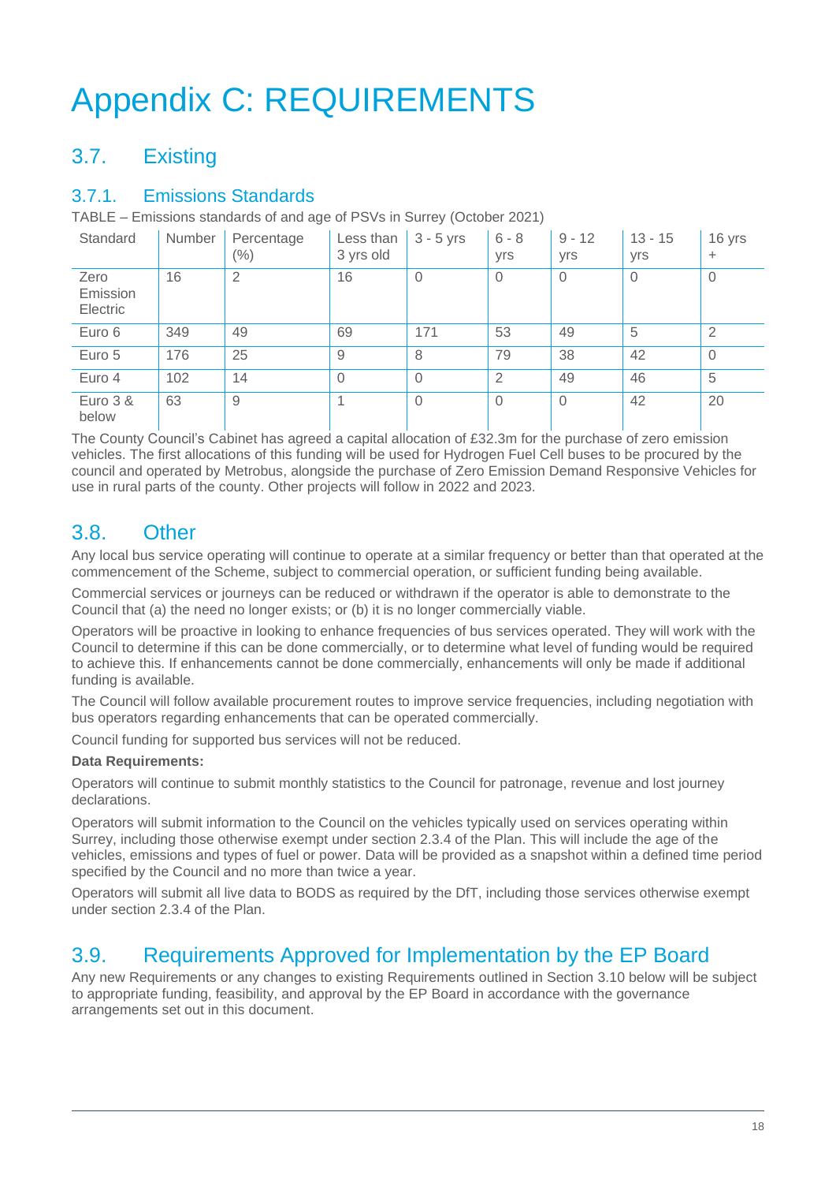# Appendix C: REQUIREMENTS

## 3.7. Existing

### 3.7.1. Emissions Standards

TABLE – Emissions standards of and age of PSVs in Surrey (October 2021)

| Standard | Number | Percentage (%) | Less than 3 yrs old | 3 - 5 yrs | 6 - 8 yrs | 9 - 12 yrs | 13 - 15 yrs | 16 yrs + |
|---|---|---|---|---|---|---|---|---|
| Zero Emission Electric | 16 | 2 | 16 | 0 | 0 | 0 | 0 | 0 |
| Euro 6 | 349 | 49 | 69 | 171 | 53 | 49 | 5 | 2 |
| Euro 5 | 176 | 25 | 9 | 8 | 79 | 38 | 42 | 0 |
| Euro 4 | 102 | 14 | 0 | 0 | 2 | 49 | 46 | 5 |
| Euro 3 & below | 63 | 9 | 1 | 0 | 0 | 0 | 42 | 20 |

The County Council's Cabinet has agreed a capital allocation of £32.3m for the purchase of zero emission vehicles. The first allocations of this funding will be used for Hydrogen Fuel Cell buses to be procured by the council and operated by Metrobus, alongside the purchase of Zero Emission Demand Responsive Vehicles for use in rural parts of the county. Other projects will follow in 2022 and 2023.

## 3.8. Other

Any local bus service operating will continue to operate at a similar frequency or better than that operated at the commencement of the Scheme, subject to commercial operation, or sufficient funding being available.

Commercial services or journeys can be reduced or withdrawn if the operator is able to demonstrate to the Council that (a) the need no longer exists; or (b) it is no longer commercially viable.

Operators will be proactive in looking to enhance frequencies of bus services operated. They will work with the Council to determine if this can be done commercially, or to determine what level of funding would be required to achieve this. If enhancements cannot be done commercially, enhancements will only be made if additional funding is available.

The Council will follow available procurement routes to improve service frequencies, including negotiation with bus operators regarding enhancements that can be operated commercially.

Council funding for supported bus services will not be reduced.

**Data Requirements:**

Operators will continue to submit monthly statistics to the Council for patronage, revenue and lost journey declarations.

Operators will submit information to the Council on the vehicles typically used on services operating within Surrey, including those otherwise exempt under section 2.3.4 of the Plan. This will include the age of the vehicles, emissions and types of fuel or power. Data will be provided as a snapshot within a defined time period specified by the Council and no more than twice a year.

Operators will submit all live data to BODS as required by the DfT, including those services otherwise exempt under section 2.3.4 of the Plan.

## 3.9. Requirements Approved for Implementation by the EP Board

Any new Requirements or any changes to existing Requirements outlined in Section 3.10 below will be subject to appropriate funding, feasibility, and approval by the EP Board in accordance with the governance arrangements set out in this document.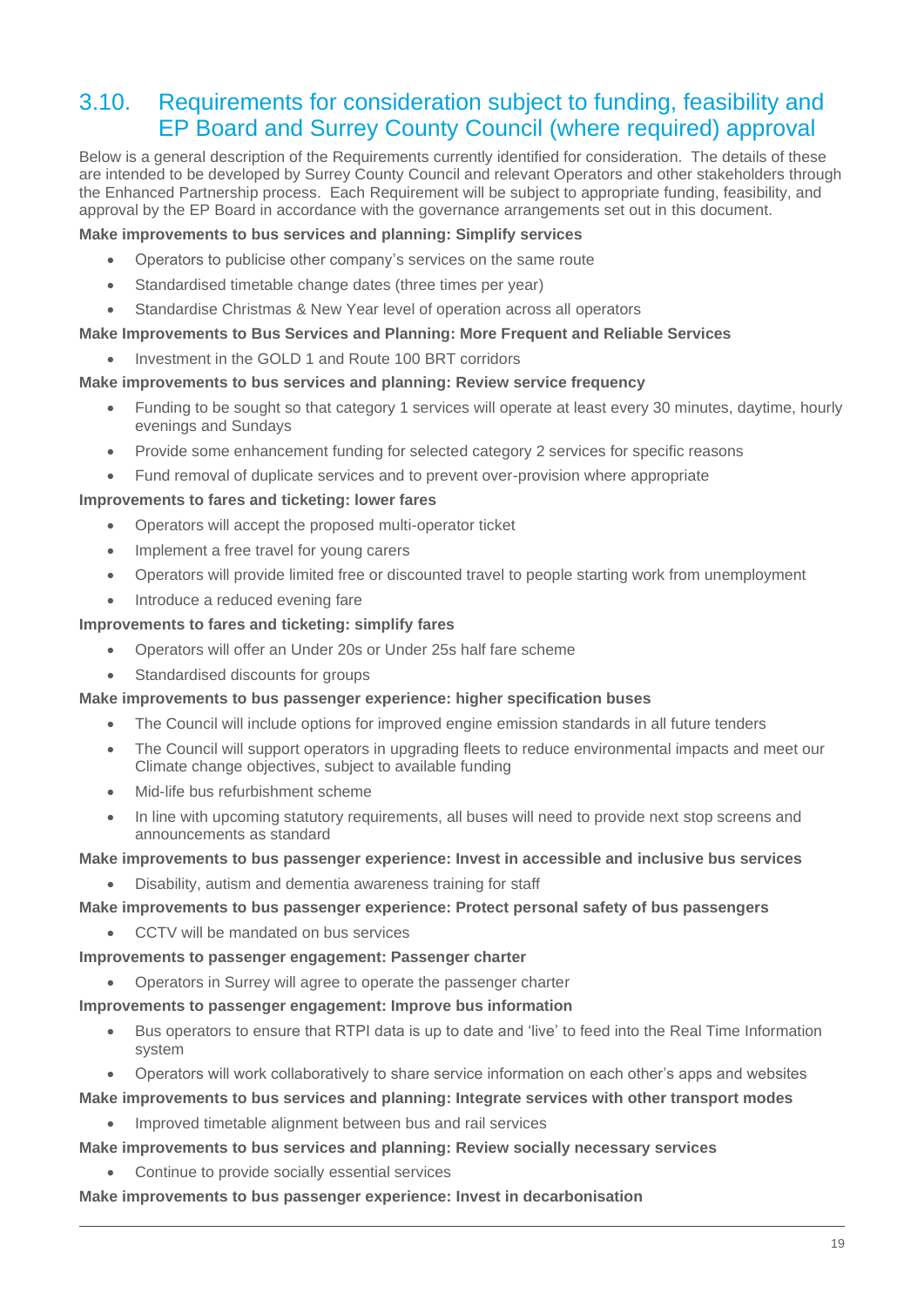## 3.10. Requirements for consideration subject to funding, feasibility and EP Board and Surrey County Council (where required) approval

Below is a general description of the Requirements currently identified for consideration. The details of these are intended to be developed by Surrey County Council and relevant Operators and other stakeholders through the Enhanced Partnership process. Each Requirement will be subject to appropriate funding, feasibility, and approval by the EP Board in accordance with the governance arrangements set out in this document.

**Make improvements to bus services and planning: Simplify services**

- Operators to publicise other company's services on the same route
- Standardised timetable change dates (three times per year)
- Standardise Christmas & New Year level of operation across all operators

**Make Improvements to Bus Services and Planning: More Frequent and Reliable Services**

- Investment in the GOLD 1 and Route 100 BRT corridors

**Make improvements to bus services and planning: Review service frequency**

- Funding to be sought so that category 1 services will operate at least every 30 minutes, daytime, hourly evenings and Sundays
- Provide some enhancement funding for selected category 2 services for specific reasons
- Fund removal of duplicate services and to prevent over-provision where appropriate

**Improvements to fares and ticketing: lower fares**

- Operators will accept the proposed multi-operator ticket
- Implement a free travel for young carers
- Operators will provide limited free or discounted travel to people starting work from unemployment
- Introduce a reduced evening fare

**Improvements to fares and ticketing: simplify fares**

- Operators will offer an Under 20s or Under 25s half fare scheme
- Standardised discounts for groups

**Make improvements to bus passenger experience: higher specification buses**

- The Council will include options for improved engine emission standards in all future tenders
- The Council will support operators in upgrading fleets to reduce environmental impacts and meet our Climate change objectives, subject to available funding
- Mid-life bus refurbishment scheme
- In line with upcoming statutory requirements, all buses will need to provide next stop screens and announcements as standard

**Make improvements to bus passenger experience: Invest in accessible and inclusive bus services**

- Disability, autism and dementia awareness training for staff

**Make improvements to bus passenger experience: Protect personal safety of bus passengers**

- CCTV will be mandated on bus services

**Improvements to passenger engagement: Passenger charter**

- Operators in Surrey will agree to operate the passenger charter

**Improvements to passenger engagement: Improve bus information**

- Bus operators to ensure that RTPI data is up to date and 'live' to feed into the Real Time Information system
- Operators will work collaboratively to share service information on each other's apps and websites

**Make improvements to bus services and planning: Integrate services with other transport modes**

- Improved timetable alignment between bus and rail services

**Make improvements to bus services and planning: Review socially necessary services**

- Continue to provide socially essential services

**Make improvements to bus passenger experience: Invest in decarbonisation**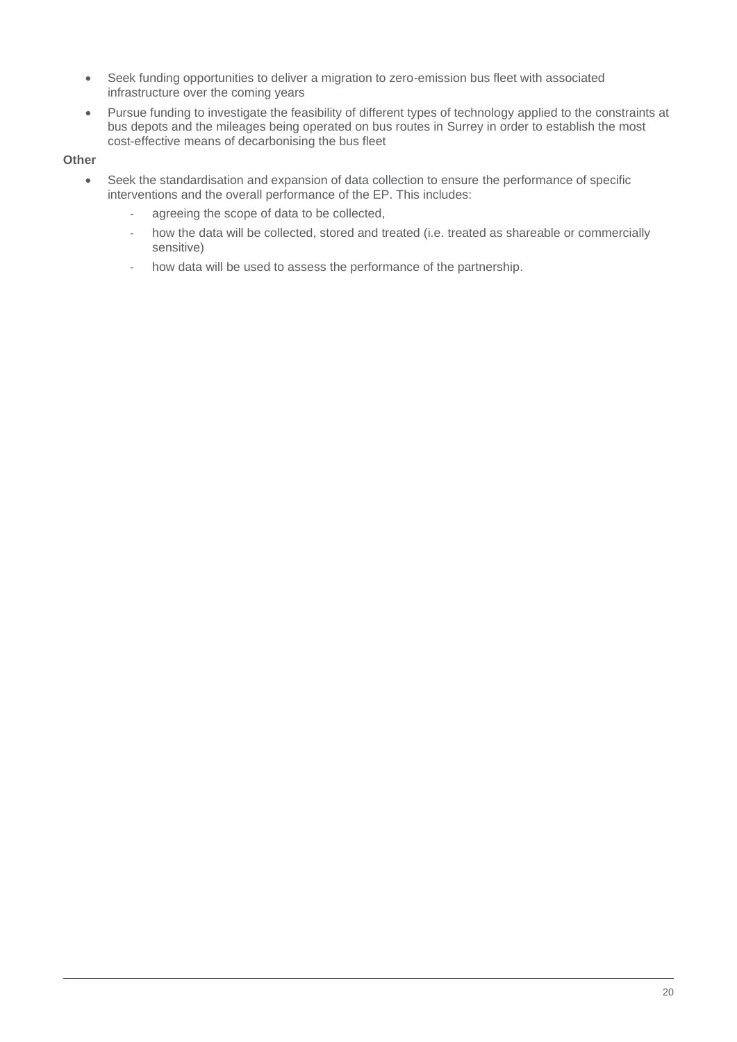- Seek funding opportunities to deliver a migration to zero-emission bus fleet with associated infrastructure over the coming years
- Pursue funding to investigate the feasibility of different types of technology applied to the constraints at bus depots and the mileages being operated on bus routes in Surrey in order to establish the most cost-effective means of decarbonising the bus fleet

**Other**

- Seek the standardisation and expansion of data collection to ensure the performance of specific interventions and the overall performance of the EP. This includes:
  - agreeing the scope of data to be collected,
  - how the data will be collected, stored and treated (i.e. treated as shareable or commercially sensitive)
  - how data will be used to assess the performance of the partnership.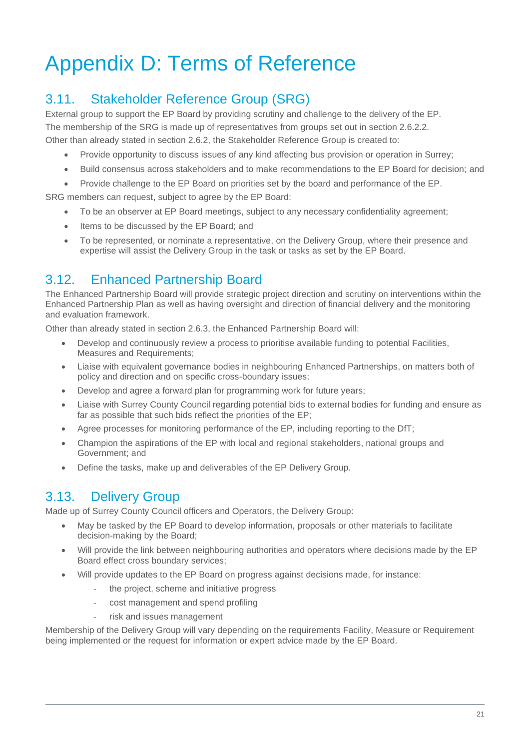# Appendix D: Terms of Reference

## 3.11. Stakeholder Reference Group (SRG)

External group to support the EP Board by providing scrutiny and challenge to the delivery of the EP.

The membership of the SRG is made up of representatives from groups set out in section 2.6.2.2.

Other than already stated in section 2.6.2, the Stakeholder Reference Group is created to:

- Provide opportunity to discuss issues of any kind affecting bus provision or operation in Surrey;
- Build consensus across stakeholders and to make recommendations to the EP Board for decision; and
- Provide challenge to the EP Board on priorities set by the board and performance of the EP.

SRG members can request, subject to agree by the EP Board:

- To be an observer at EP Board meetings, subject to any necessary confidentiality agreement;
- Items to be discussed by the EP Board; and
- To be represented, or nominate a representative, on the Delivery Group, where their presence and expertise will assist the Delivery Group in the task or tasks as set by the EP Board.

## 3.12. Enhanced Partnership Board

The Enhanced Partnership Board will provide strategic project direction and scrutiny on interventions within the Enhanced Partnership Plan as well as having oversight and direction of financial delivery and the monitoring and evaluation framework.

Other than already stated in section 2.6.3, the Enhanced Partnership Board will:

- Develop and continuously review a process to prioritise available funding to potential Facilities, Measures and Requirements;
- Liaise with equivalent governance bodies in neighbouring Enhanced Partnerships, on matters both of policy and direction and on specific cross-boundary issues;
- Develop and agree a forward plan for programming work for future years;
- Liaise with Surrey County Council regarding potential bids to external bodies for funding and ensure as far as possible that such bids reflect the priorities of the EP;
- Agree processes for monitoring performance of the EP, including reporting to the DfT;
- Champion the aspirations of the EP with local and regional stakeholders, national groups and Government; and
- Define the tasks, make up and deliverables of the EP Delivery Group.

## 3.13. Delivery Group

Made up of Surrey County Council officers and Operators, the Delivery Group:

- May be tasked by the EP Board to develop information, proposals or other materials to facilitate decision-making by the Board;
- Will provide the link between neighbouring authorities and operators where decisions made by the EP Board effect cross boundary services;
- Will provide updates to the EP Board on progress against decisions made, for instance:
  - the project, scheme and initiative progress
  - cost management and spend profiling
  - risk and issues management

Membership of the Delivery Group will vary depending on the requirements Facility, Measure or Requirement being implemented or the request for information or expert advice made by the EP Board.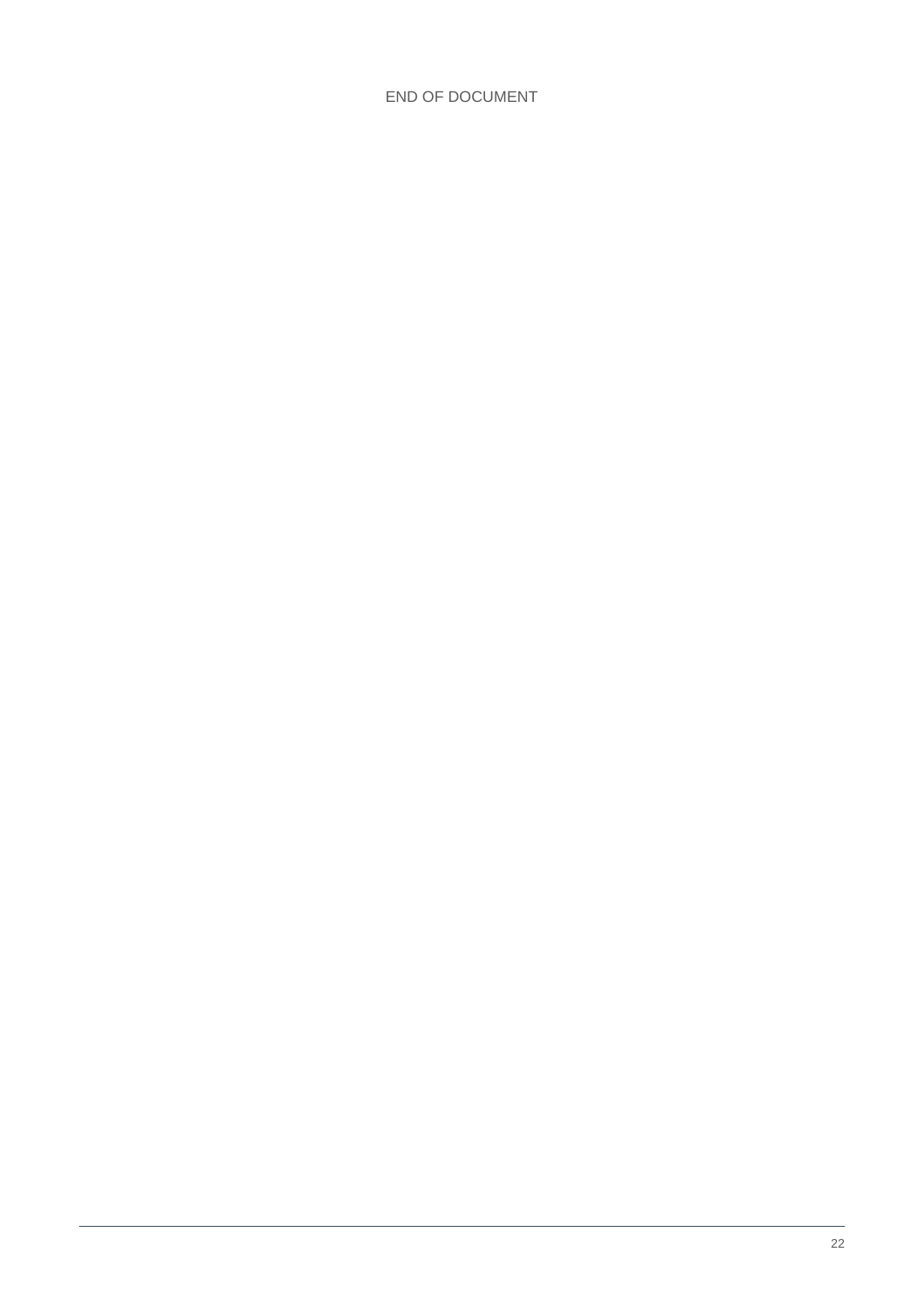END OF DOCUMENT